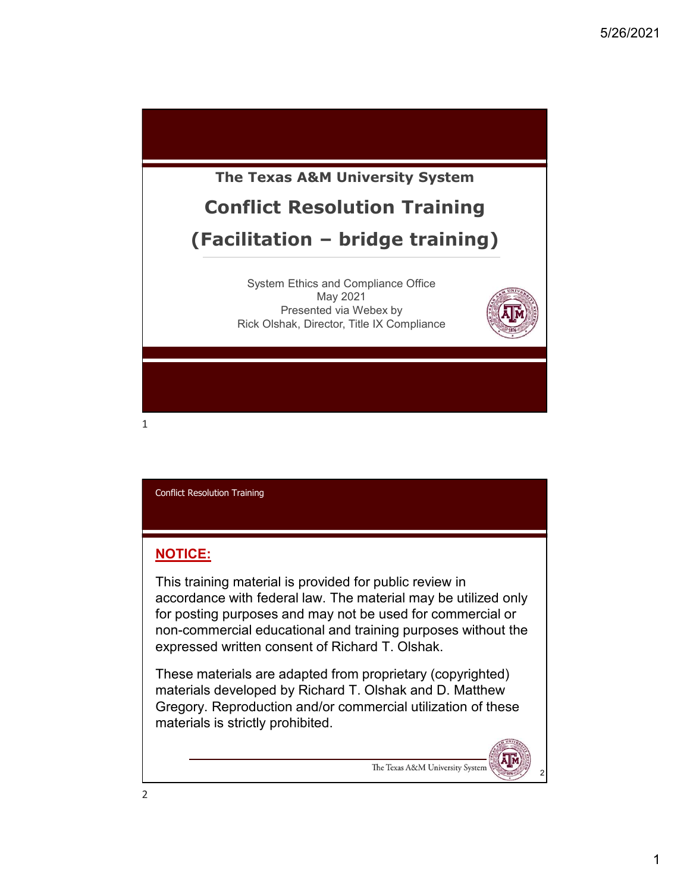# The Texas A&M University System

# Conflict Resolution Training

# (Facilitation – bridge training)

System Ethics and Compliance Office
May 2021
Presented via Webex by
Rick Olshak, Director, Title IX Compliance

---

Conflict Resolution Training

## NOTICE:

This training material is provided for public review in accordance with federal law. The material may be utilized only for posting purposes and may not be used for commercial or non-commercial educational and training purposes without the expressed written consent of Richard T. Olshak.

These materials are adapted from proprietary (copyrighted) materials developed by Richard T. Olshak and D. Matthew Gregory. Reproduction and/or commercial utilization of these materials is strictly prohibited.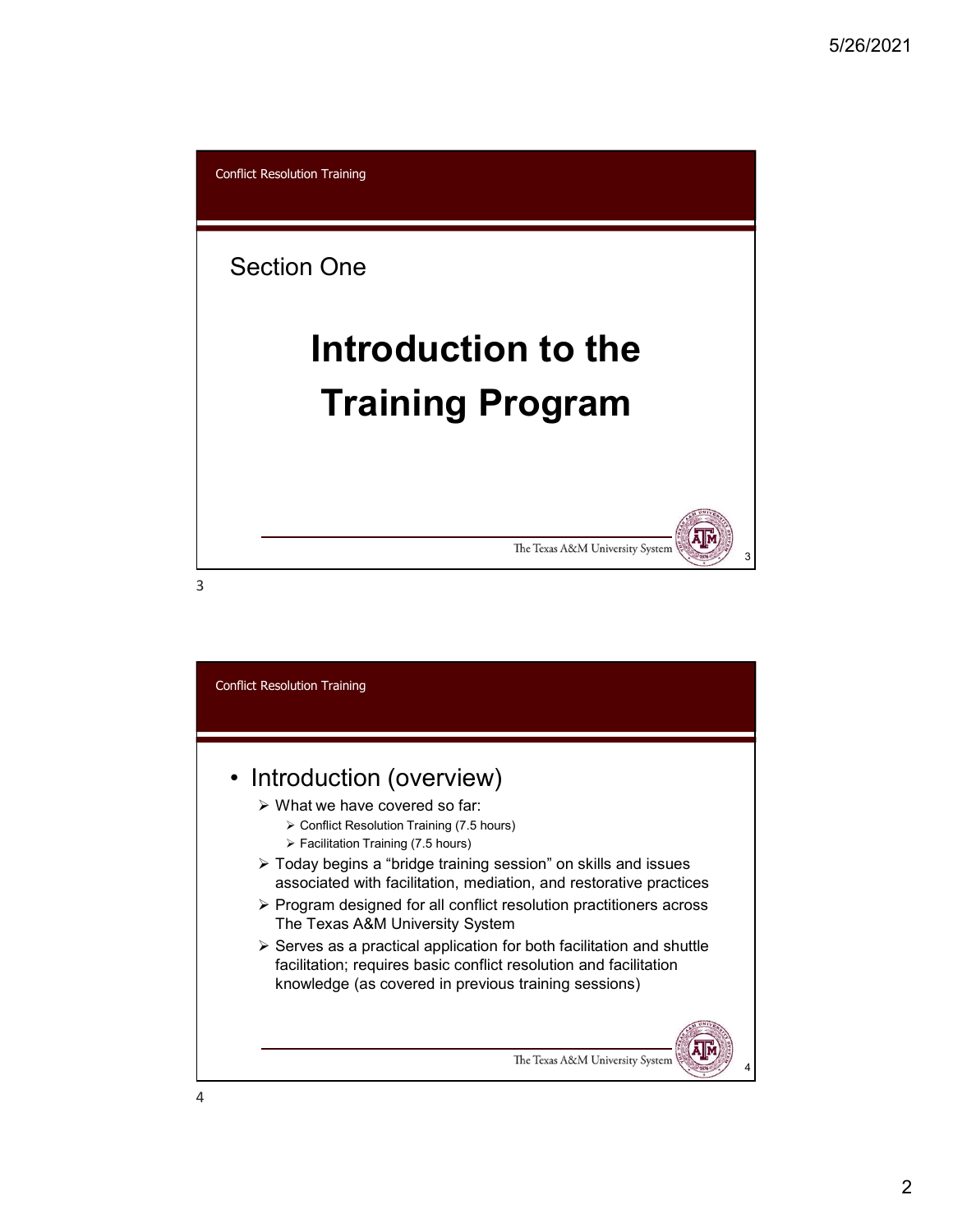Conflict Resolution Training

Section One

# Introduction to the Training Program

Conflict Resolution Training

- Introduction (overview)
  - What we have covered so far:
    - Conflict Resolution Training (7.5 hours)
    - Facilitation Training (7.5 hours)
  - Today begins a "bridge training session" on skills and issues associated with facilitation, mediation, and restorative practices
  - Program designed for all conflict resolution practitioners across The Texas A&M University System
  - Serves as a practical application for both facilitation and shuttle facilitation; requires basic conflict resolution and facilitation knowledge (as covered in previous training sessions)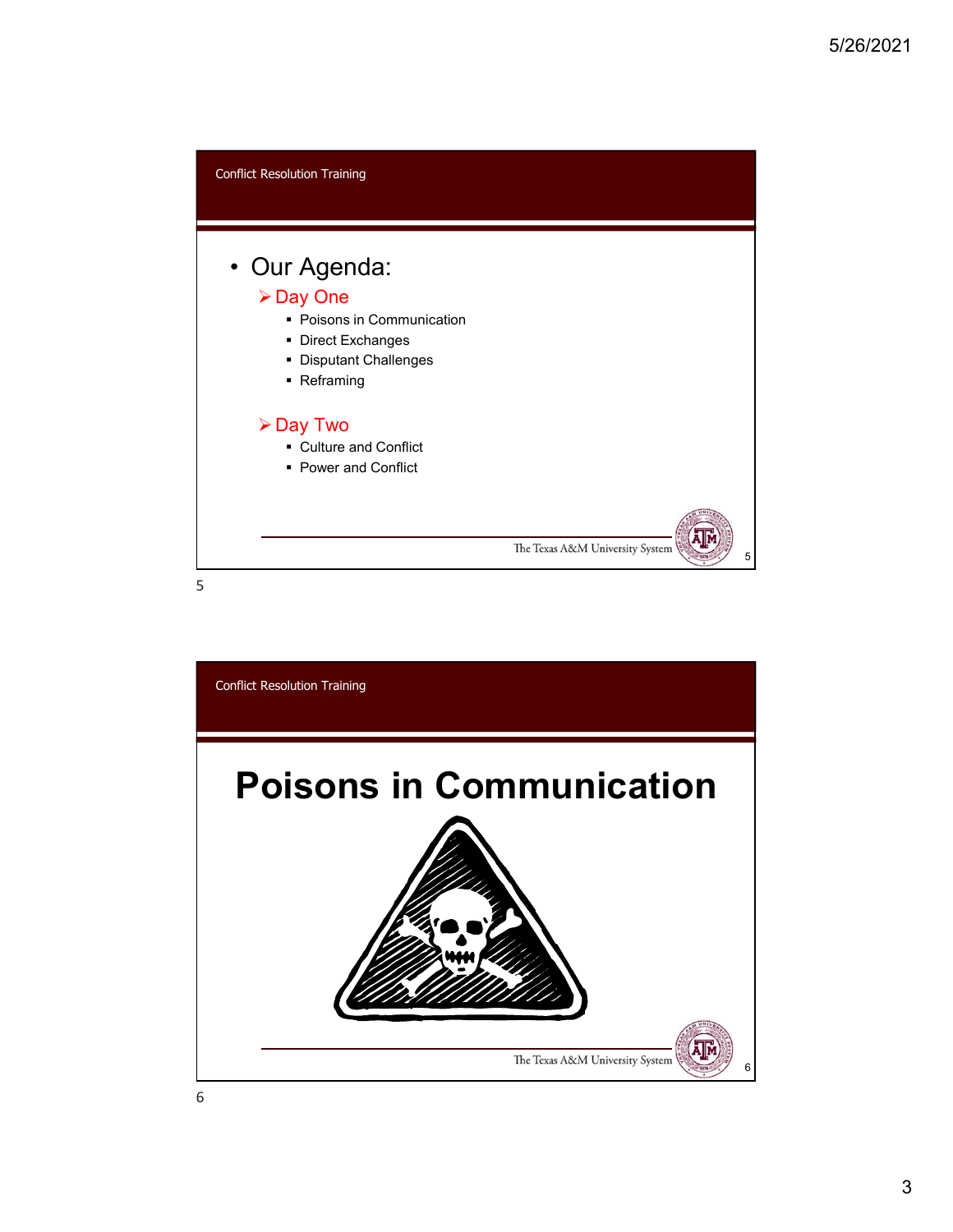Conflict Resolution Training

- Our Agenda:
  - Day One
    - Poisons in Communication
    - Direct Exchanges
    - Disputant Challenges
    - Reframing
  - Day Two
    - Culture and Conflict
    - Power and Conflict

The Texas A&M University System

Conflict Resolution Training

# Poisons in Communication

The Texas A&M University System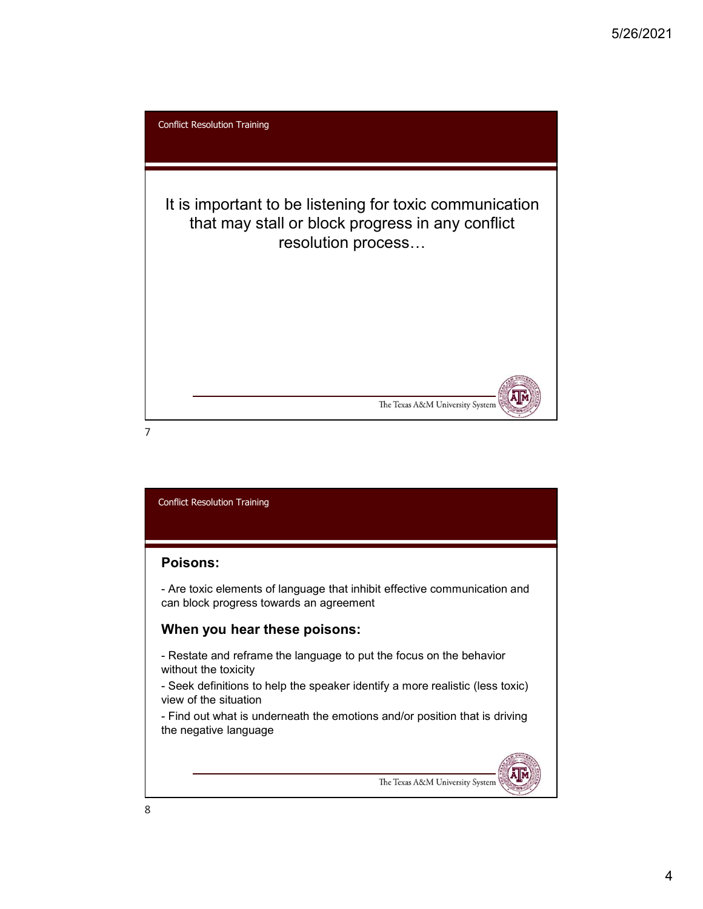Conflict Resolution Training

It is important to be listening for toxic communication that may stall or block progress in any conflict resolution process…

Conflict Resolution Training

## Poisons:

- Are toxic elements of language that inhibit effective communication and can block progress towards an agreement

## When you hear these poisons:

- Restate and reframe the language to put the focus on the behavior without the toxicity
- Seek definitions to help the speaker identify a more realistic (less toxic) view of the situation
- Find out what is underneath the emotions and/or position that is driving the negative language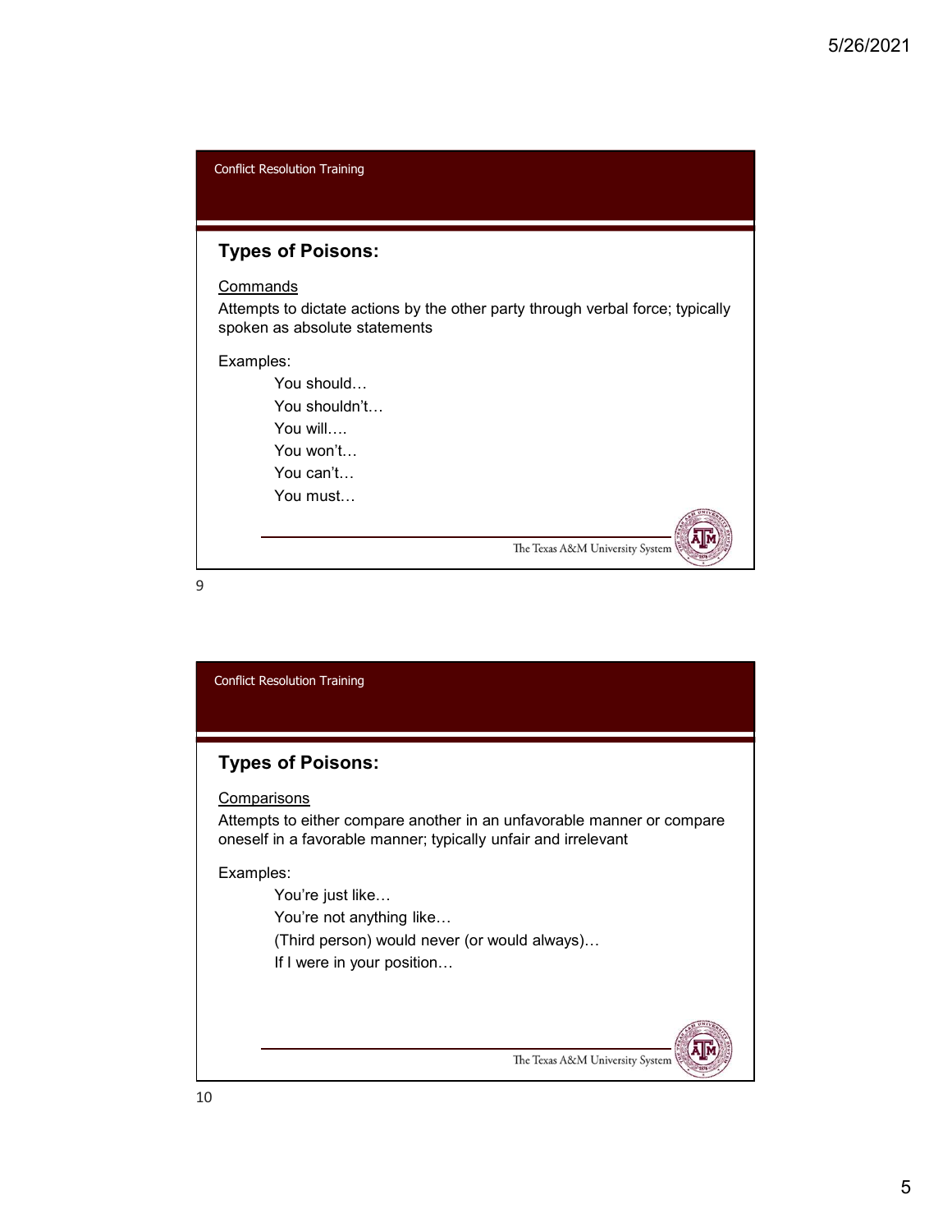Conflict Resolution Training

## Types of Poisons:

Commands

Attempts to dictate actions by the other party through verbal force; typically spoken as absolute statements

Examples:

- You should…
- You shouldn't…
- You will….
- You won't…
- You can't…
- You must…

The Texas A&M University System

Conflict Resolution Training

## Types of Poisons:

Comparisons

Attempts to either compare another in an unfavorable manner or compare oneself in a favorable manner; typically unfair and irrelevant

Examples:

- You're just like…
- You're not anything like…
- (Third person) would never (or would always)…
- If I were in your position…

The Texas A&M University System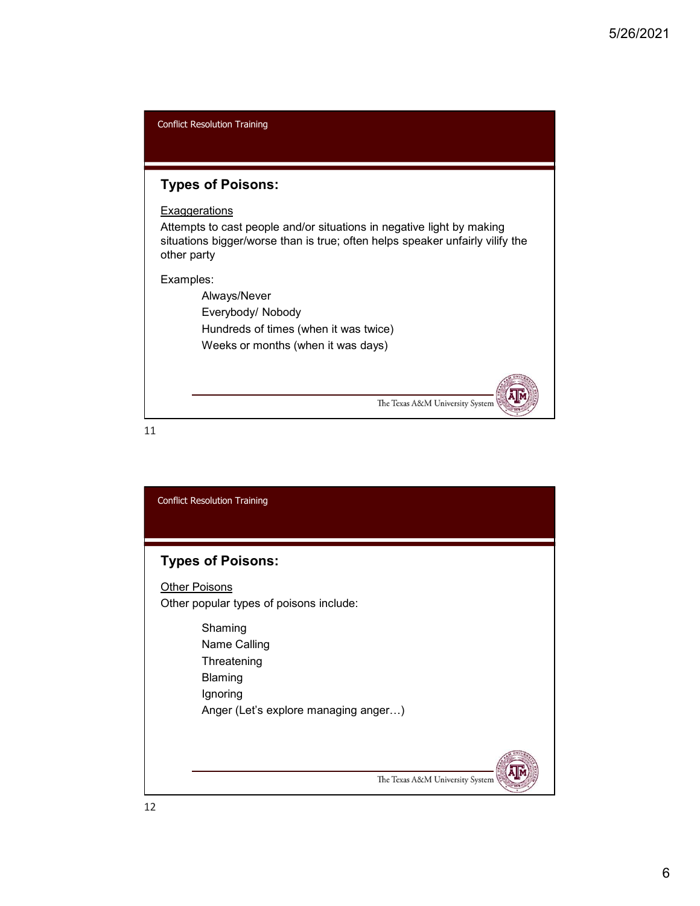Conflict Resolution Training

## Types of Poisons:

Exaggerations

Attempts to cast people and/or situations in negative light by making situations bigger/worse than is true; often helps speaker unfairly vilify the other party

Examples:

- Always/Never
- Everybody/ Nobody
- Hundreds of times (when it was twice)
- Weeks or months (when it was days)

The Texas A&M University System

Conflict Resolution Training

## Types of Poisons:

Other Poisons

Other popular types of poisons include:

- Shaming
- Name Calling
- Threatening
- Blaming
- Ignoring
- Anger (Let's explore managing anger…)

The Texas A&M University System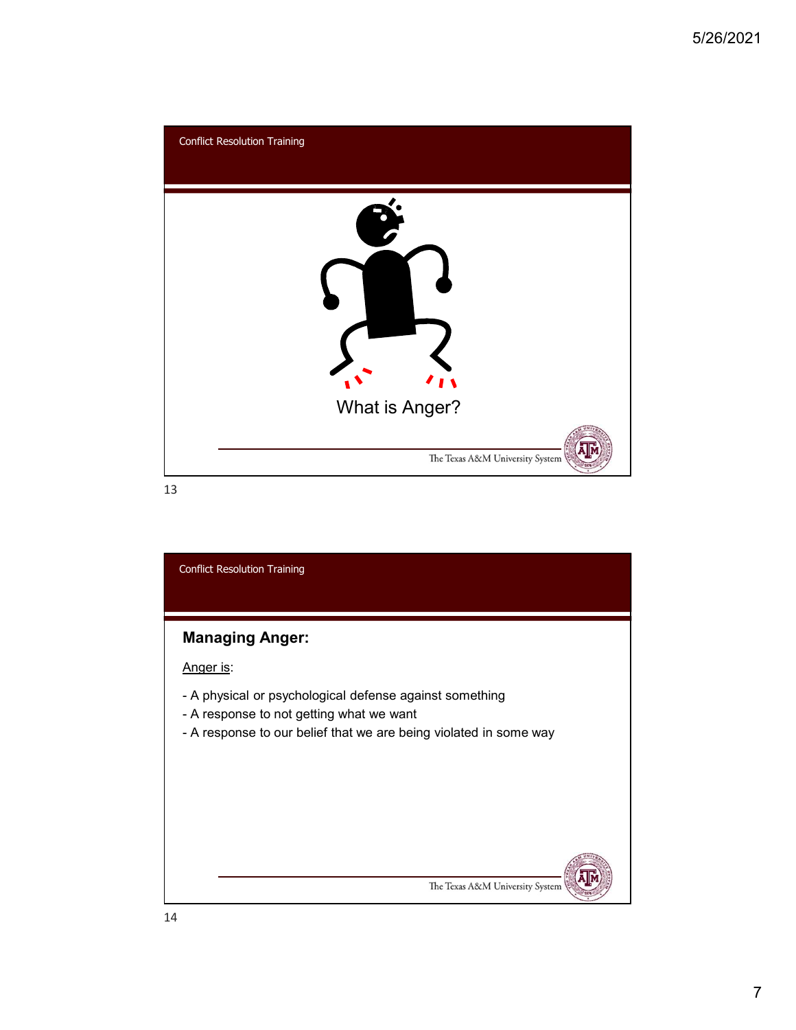Conflict Resolution Training

What is Anger?

The Texas A&M University System

Conflict Resolution Training

## Managing Anger:

Anger is:

- A physical or psychological defense against something
- A response to not getting what we want
- A response to our belief that we are being violated in some way

The Texas A&M University System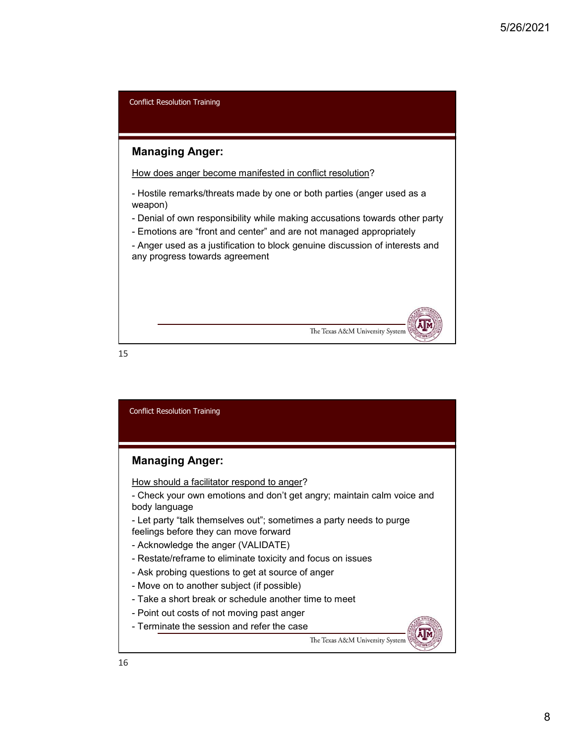Conflict Resolution Training

## Managing Anger:

How does anger become manifested in conflict resolution?

- Hostile remarks/threats made by one or both parties (anger used as a weapon)
- Denial of own responsibility while making accusations towards other party
- Emotions are "front and center" and are not managed appropriately
- Anger used as a justification to block genuine discussion of interests and any progress towards agreement

The Texas A&M University System

Conflict Resolution Training

## Managing Anger:

How should a facilitator respond to anger?

- Check your own emotions and don't get angry; maintain calm voice and body language
- Let party "talk themselves out"; sometimes a party needs to purge feelings before they can move forward
- Acknowledge the anger (VALIDATE)
- Restate/reframe to eliminate toxicity and focus on issues
- Ask probing questions to get at source of anger
- Move on to another subject (if possible)
- Take a short break or schedule another time to meet
- Point out costs of not moving past anger
- Terminate the session and refer the case

The Texas A&M University System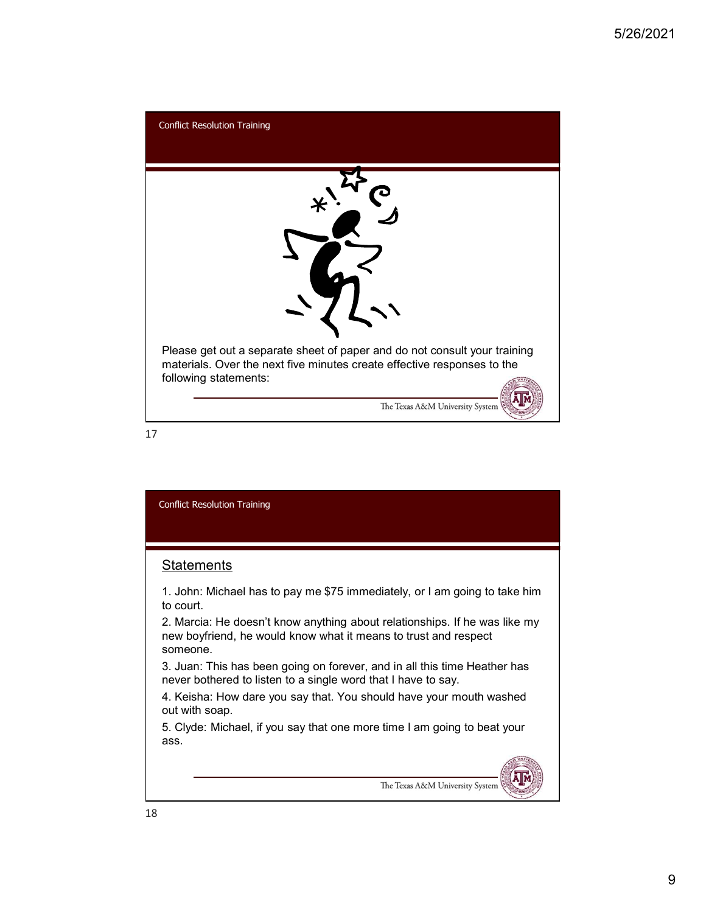Conflict Resolution Training

Please get out a separate sheet of paper and do not consult your training materials. Over the next five minutes create effective responses to the following statements:

The Texas A&M University System

Conflict Resolution Training

## Statements

1. John: Michael has to pay me $75 immediately, or I am going to take him to court.
2. Marcia: He doesn't know anything about relationships. If he was like my new boyfriend, he would know what it means to trust and respect someone.
3. Juan: This has been going on forever, and in all this time Heather has never bothered to listen to a single word that I have to say.
4. Keisha: How dare you say that. You should have your mouth washed out with soap.
5. Clyde: Michael, if you say that one more time I am going to beat your ass.

The Texas A&M University System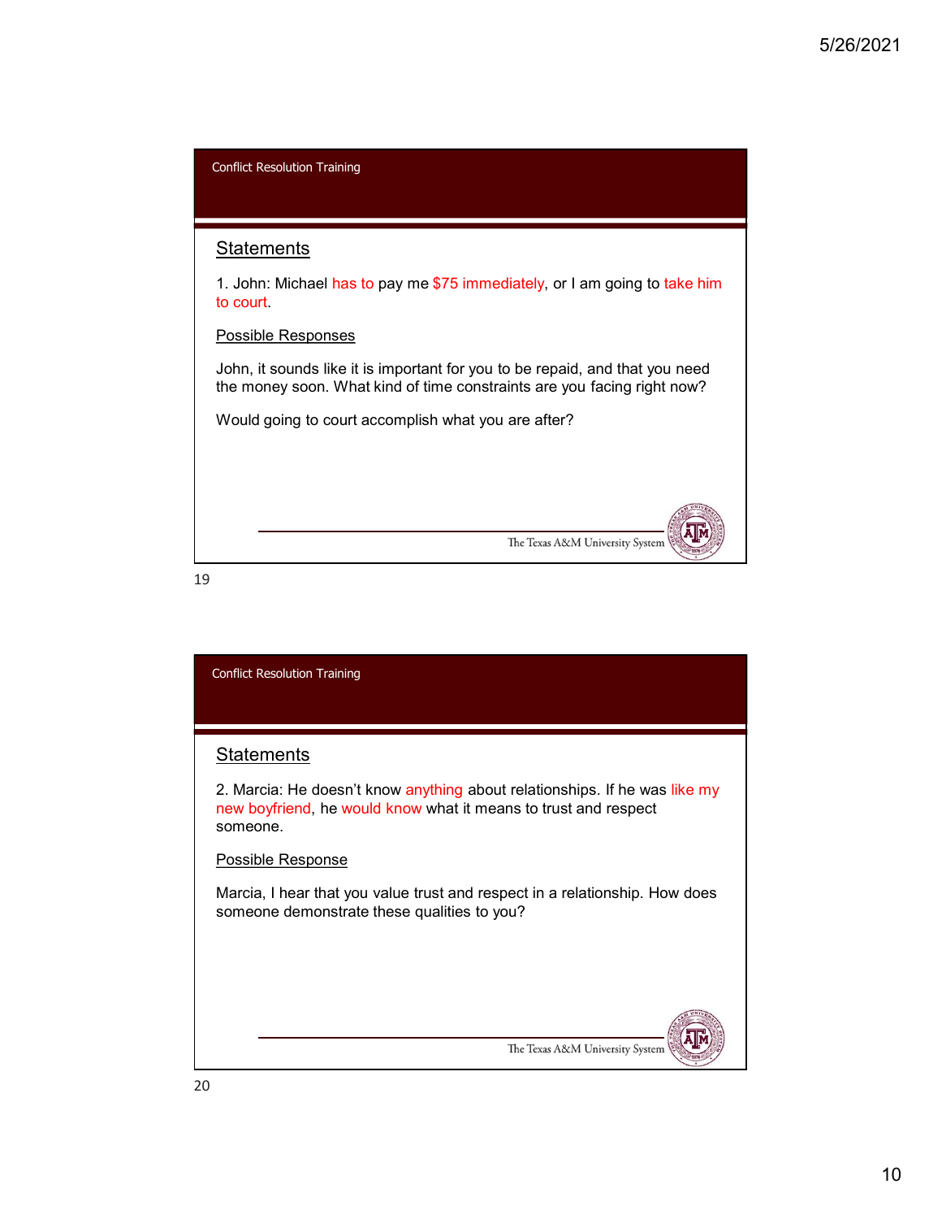Conflict Resolution Training

## Statements

1. John: Michael has to pay me $75 immediately, or I am going to take him to court.

Possible Responses

John, it sounds like it is important for you to be repaid, and that you need the money soon. What kind of time constraints are you facing right now?

Would going to court accomplish what you are after?

Conflict Resolution Training

## Statements

2. Marcia: He doesn't know anything about relationships. If he was like my new boyfriend, he would know what it means to trust and respect someone.

Possible Response

Marcia, I hear that you value trust and respect in a relationship. How does someone demonstrate these qualities to you?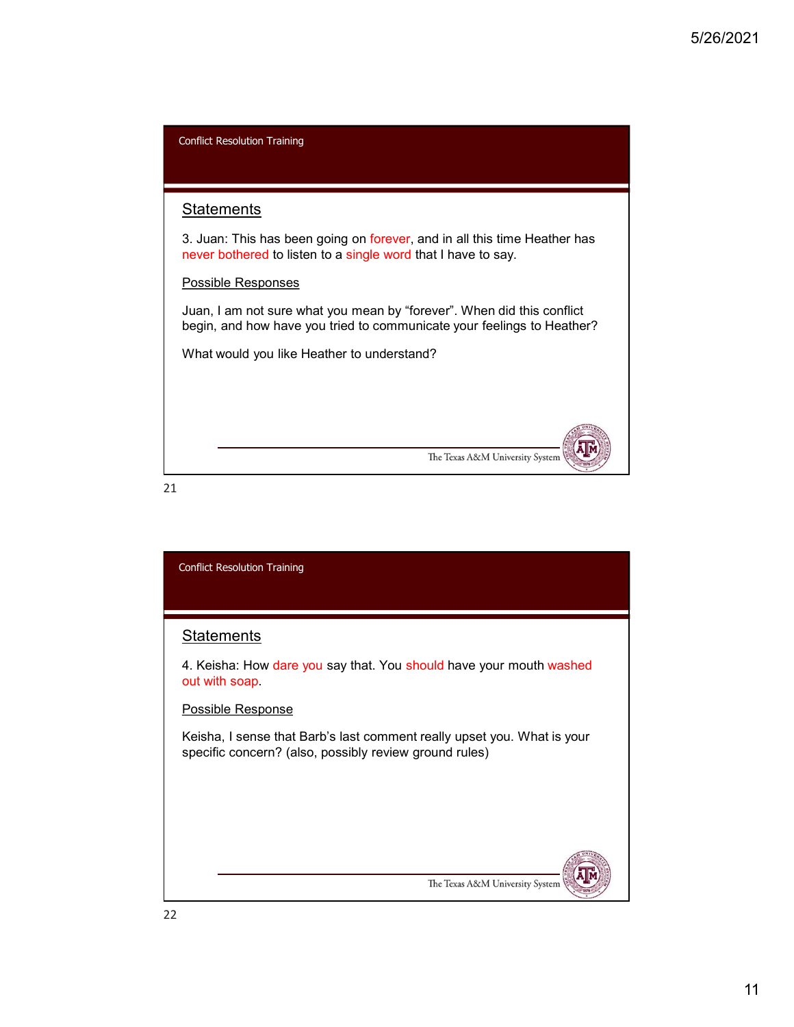Conflict Resolution Training

## Statements

3. Juan: This has been going on forever, and in all this time Heather has never bothered to listen to a single word that I have to say.

Possible Responses

Juan, I am not sure what you mean by “forever”. When did this conflict begin, and how have you tried to communicate your feelings to Heather?

What would you like Heather to understand?

Conflict Resolution Training

## Statements

4. Keisha: How dare you say that. You should have your mouth washed out with soap.

Possible Response

Keisha, I sense that Barb’s last comment really upset you. What is your specific concern? (also, possibly review ground rules)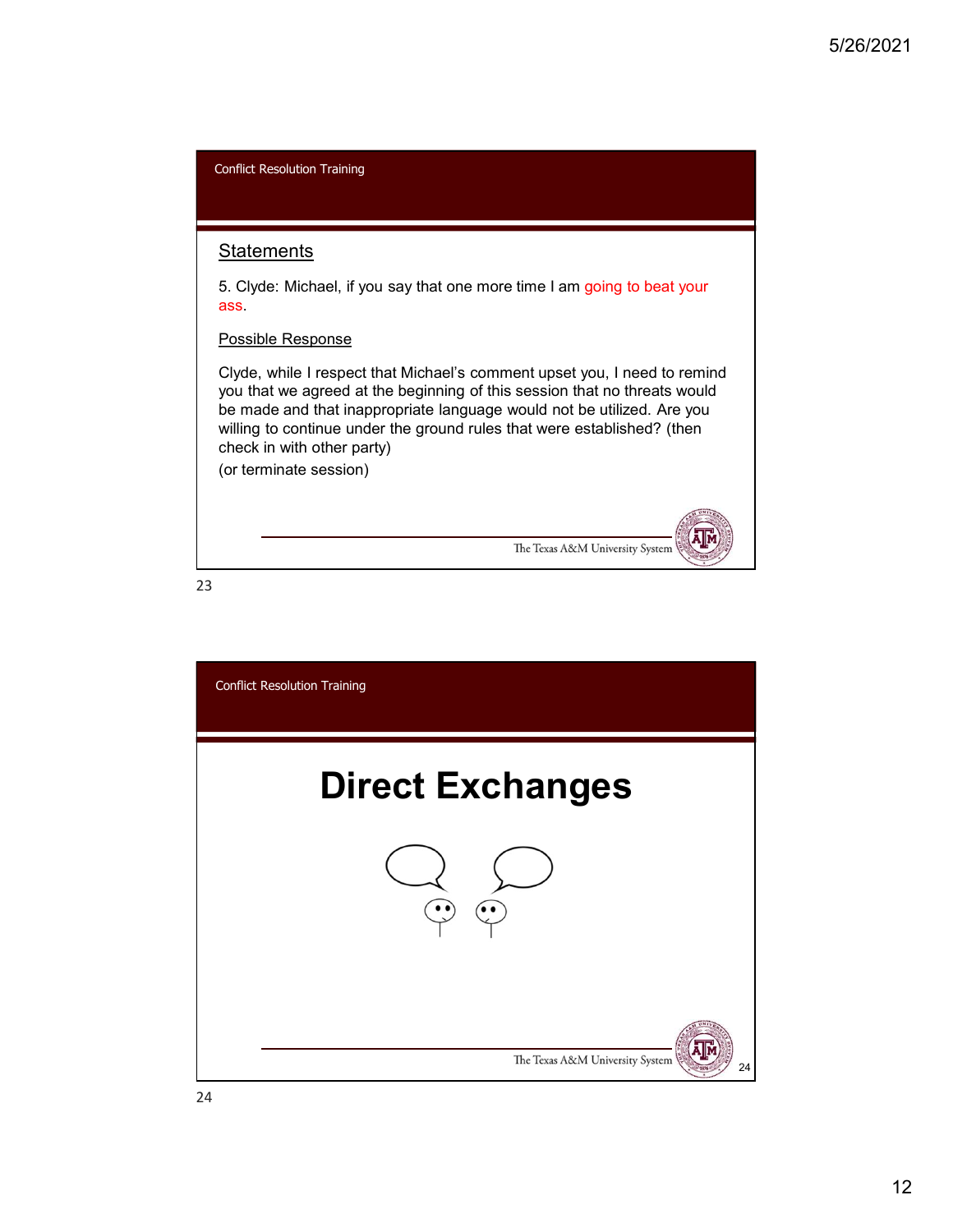Conflict Resolution Training

## Statements

5. Clyde: Michael, if you say that one more time I am going to beat your ass.

Possible Response

Clyde, while I respect that Michael's comment upset you, I need to remind you that we agreed at the beginning of this session that no threats would be made and that inappropriate language would not be utilized. Are you willing to continue under the ground rules that were established? (then check in with other party)

(or terminate session)

Conflict Resolution Training

# Direct Exchanges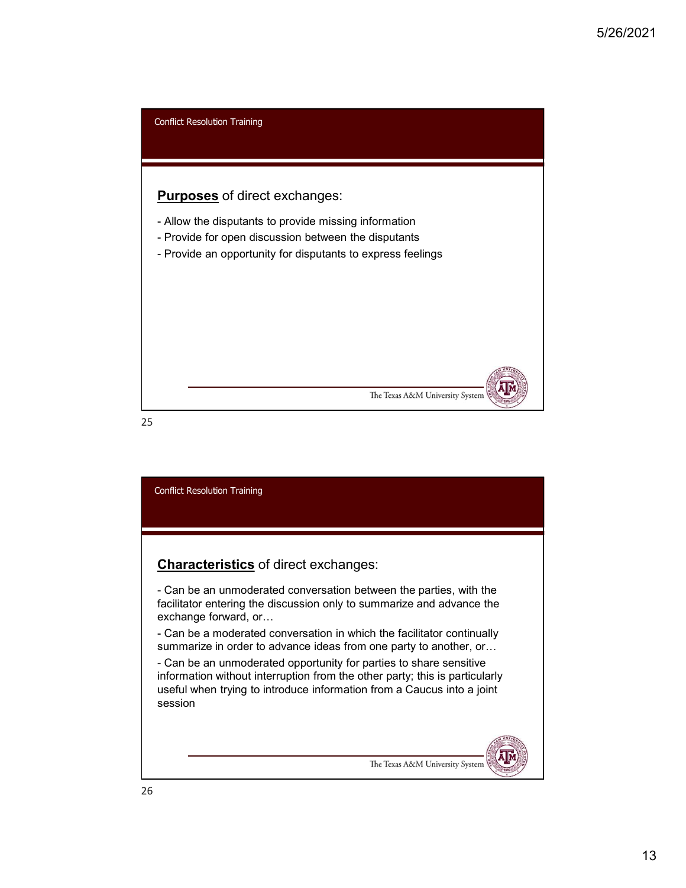Conflict Resolution Training

**Purposes** of direct exchanges:

- Allow the disputants to provide missing information
- Provide for open discussion between the disputants
- Provide an opportunity for disputants to express feelings

Conflict Resolution Training

**Characteristics** of direct exchanges:

- Can be an unmoderated conversation between the parties, with the facilitator entering the discussion only to summarize and advance the exchange forward, or…
- Can be a moderated conversation in which the facilitator continually summarize in order to advance ideas from one party to another, or…
- Can be an unmoderated opportunity for parties to share sensitive information without interruption from the other party; this is particularly useful when trying to introduce information from a Caucus into a joint session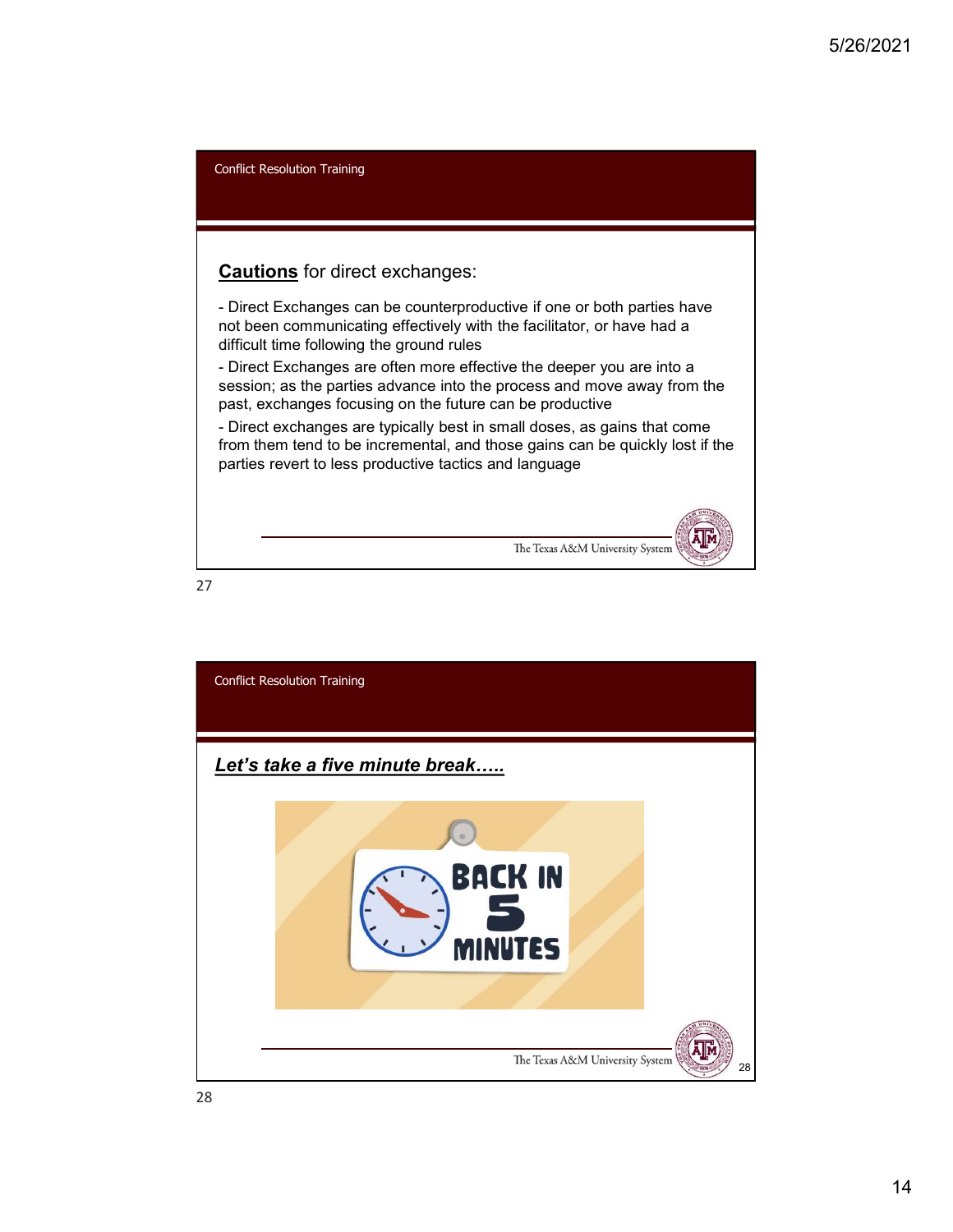Conflict Resolution Training

## **Cautions** for direct exchanges:

- Direct Exchanges can be counterproductive if one or both parties have not been communicating effectively with the facilitator, or have had a difficult time following the ground rules
- Direct Exchanges are often more effective the deeper you are into a session; as the parties advance into the process and move away from the past, exchanges focusing on the future can be productive
- Direct exchanges are typically best in small doses, as gains that come from them tend to be incremental, and those gains can be quickly lost if the parties revert to less productive tactics and language

The Texas A&M University System

Conflict Resolution Training

## ***Let's take a five minute break…..***

BACK IN 5 MINUTES

The Texas A&M University System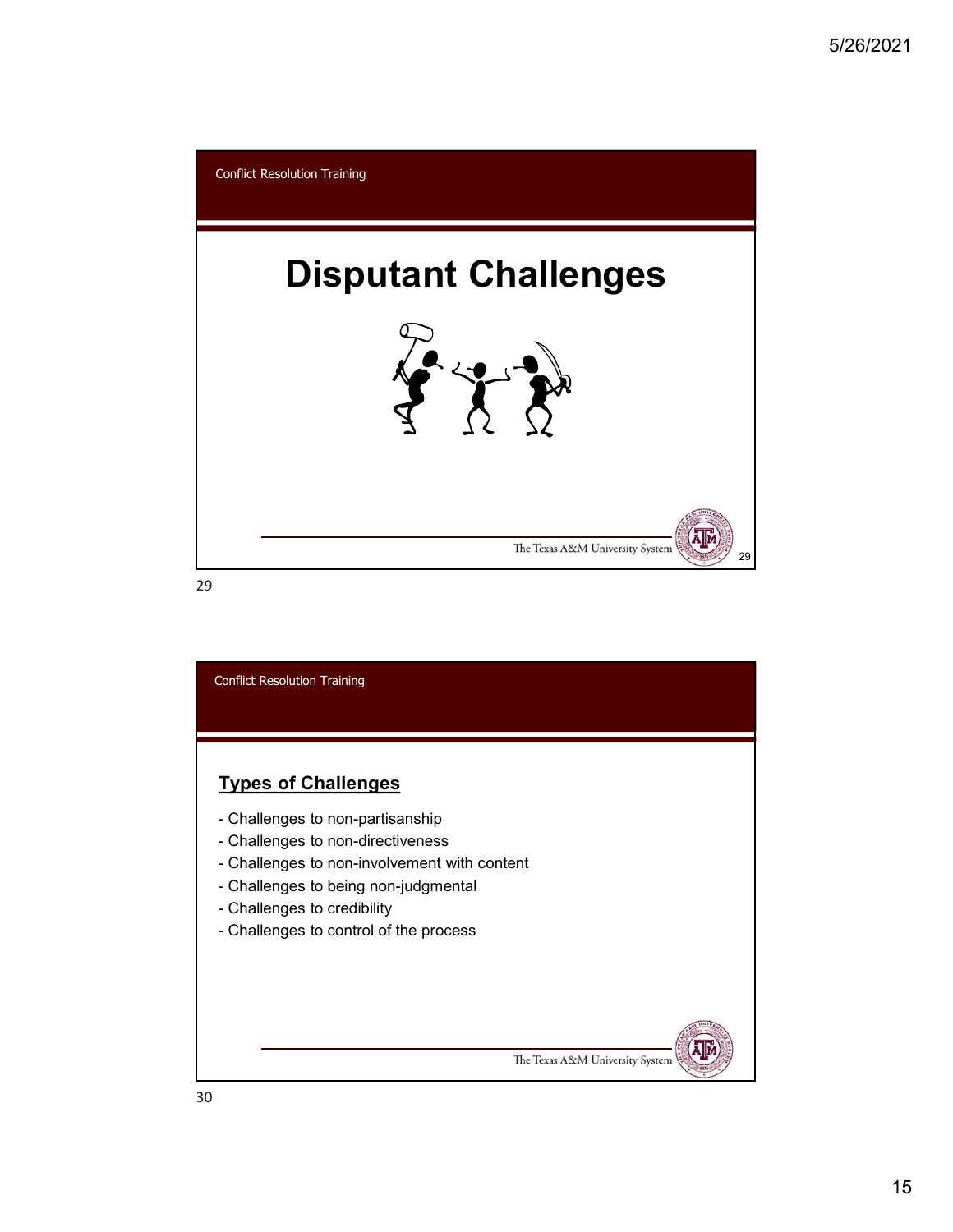Conflict Resolution Training

# Disputant Challenges

Conflict Resolution Training

## Types of Challenges

- Challenges to non-partisanship
- Challenges to non-directiveness
- Challenges to non-involvement with content
- Challenges to being non-judgmental
- Challenges to credibility
- Challenges to control of the process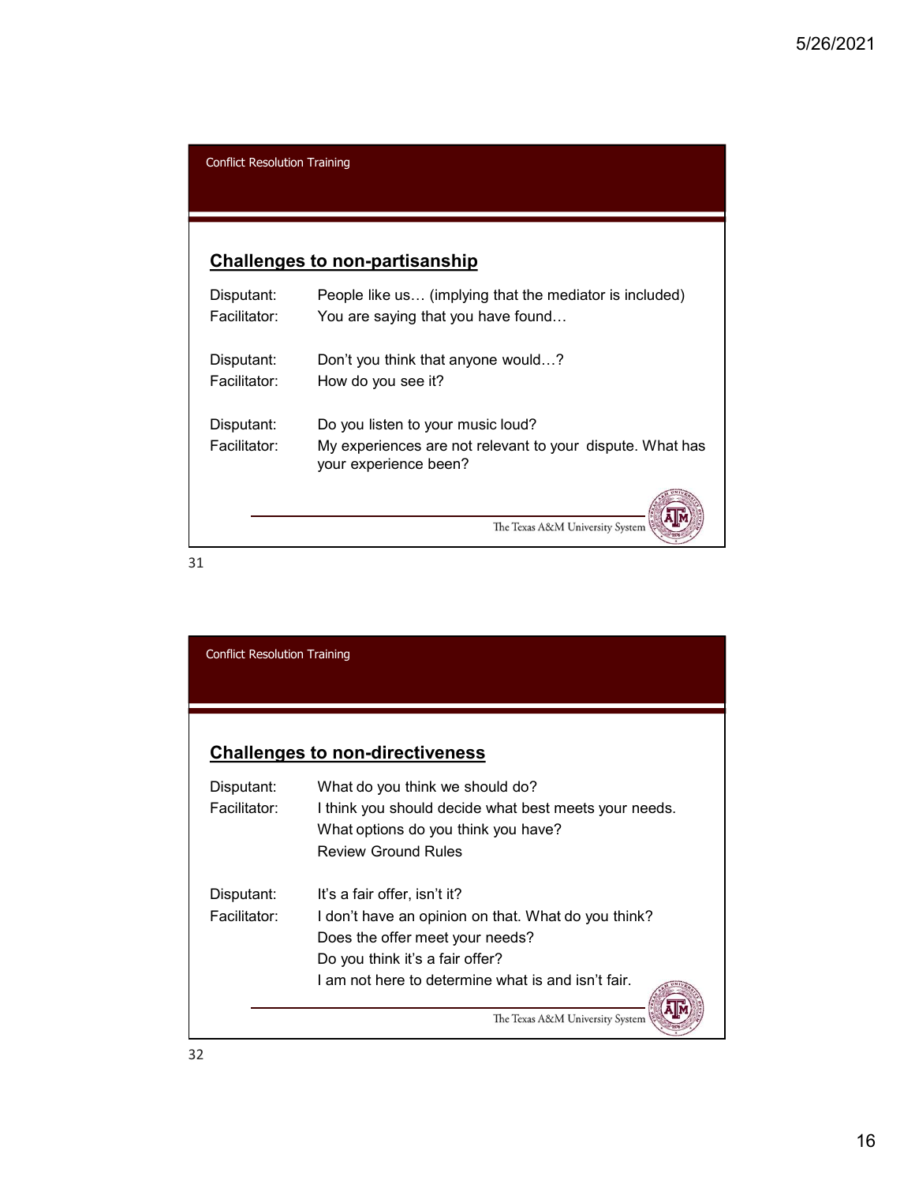Conflict Resolution Training

## Challenges to non-partisanship

| | |
|---|---|
| Disputant: | People like us… (implying that the mediator is included) |
| Facilitator: | You are saying that you have found… |
| Disputant: | Don't you think that anyone would…? |
| Facilitator: | How do you see it? |
| Disputant: | Do you listen to your music loud? |
| Facilitator: | My experiences are not relevant to your dispute. What has your experience been? |

The Texas A&M University System

Conflict Resolution Training

## Challenges to non-directiveness

| | |
|---|---|
| Disputant: | What do you think we should do? |
| Facilitator: | I think you should decide what best meets your needs.<br>What options do you think you have?<br>Review Ground Rules |
| Disputant: | It's a fair offer, isn't it? |
| Facilitator: | I don't have an opinion on that. What do you think?<br>Does the offer meet your needs?<br>Do you think it's a fair offer?<br>I am not here to determine what is and isn't fair. |

The Texas A&M University System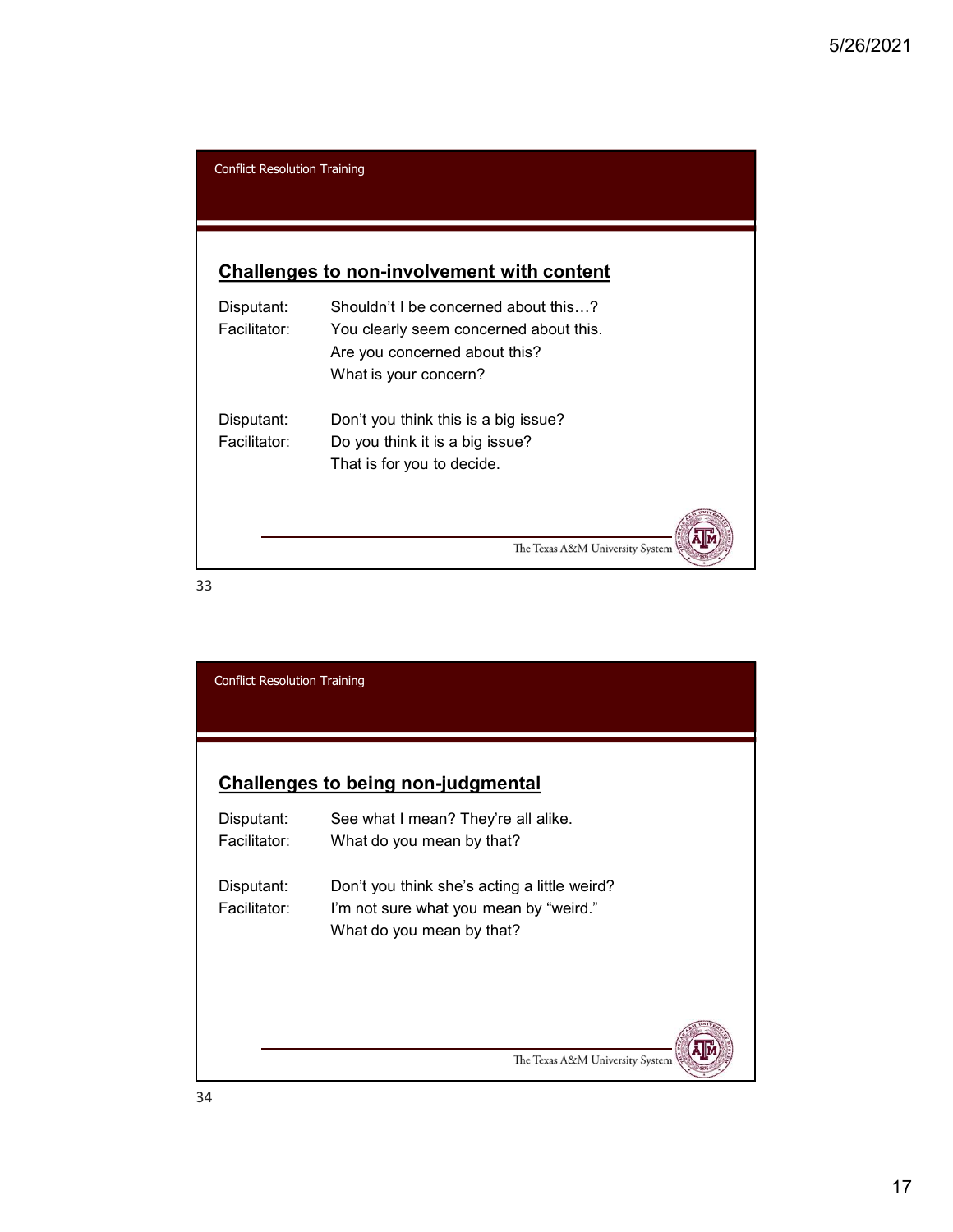Conflict Resolution Training

## Challenges to non-involvement with content

Disputant: Shouldn't I be concerned about this…?

Facilitator: You clearly seem concerned about this. Are you concerned about this? What is your concern?

Disputant: Don't you think this is a big issue?

Facilitator: Do you think it is a big issue? That is for you to decide.

Conflict Resolution Training

## Challenges to being non-judgmental

Disputant: See what I mean? They're all alike.

Facilitator: What do you mean by that?

Disputant: Don't you think she's acting a little weird?

Facilitator: I'm not sure what you mean by "weird." What do you mean by that?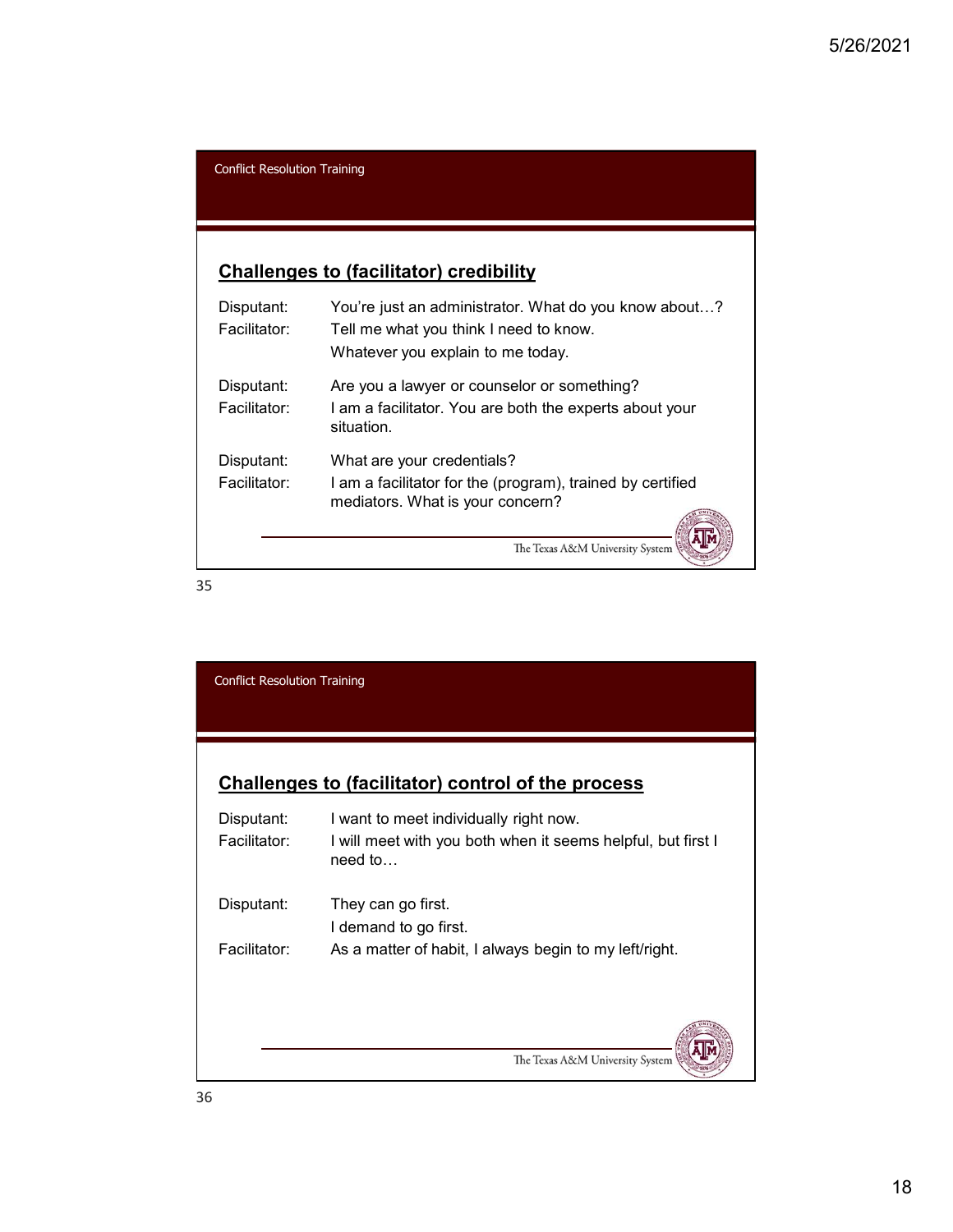## Challenges to (facilitator) credibility

| | |
|---|---|
| Disputant: | You're just an administrator. What do you know about…? |
| Facilitator: | Tell me what you think I need to know. |
| | Whatever you explain to me today. |
| Disputant: | Are you a lawyer or counselor or something? |
| Facilitator: | I am a facilitator. You are both the experts about your situation. |
| Disputant: | What are your credentials? |
| Facilitator: | I am a facilitator for the (program), trained by certified mediators. What is your concern? |

## Challenges to (facilitator) control of the process

| | |
|---|---|
| Disputant: | I want to meet individually right now. |
| Facilitator: | I will meet with you both when it seems helpful, but first I need to… |
| Disputant: | They can go first. |
| | I demand to go first. |
| Facilitator: | As a matter of habit, I always begin to my left/right. |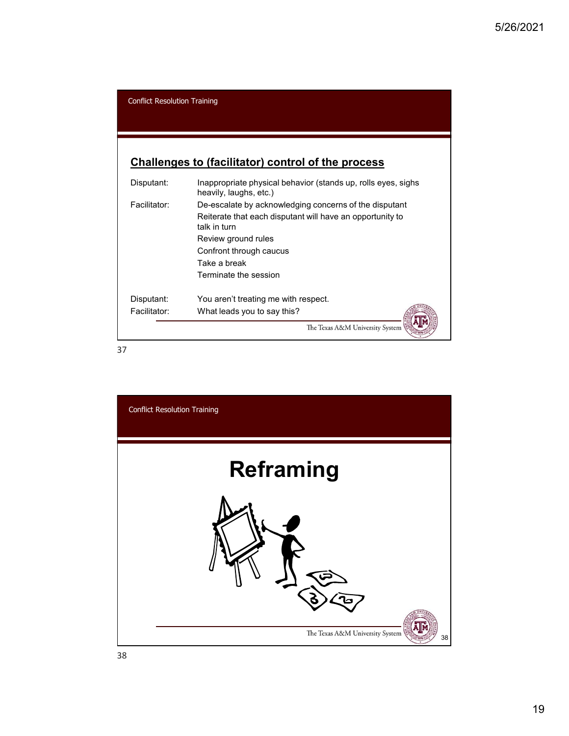Conflict Resolution Training

## Challenges to (facilitator) control of the process

| | |
|---|---|
| Disputant: | Inappropriate physical behavior (stands up, rolls eyes, sighs heavily, laughs, etc.) |
| Facilitator: | De-escalate by acknowledging concerns of the disputant |
| | Reiterate that each disputant will have an opportunity to talk in turn |
| | Review ground rules |
| | Confront through caucus |
| | Take a break |
| | Terminate the session |
| Disputant: | You aren't treating me with respect. |
| Facilitator: | What leads you to say this? |

The Texas A&M University System

Conflict Resolution Training

# Reframing

The Texas A&M University System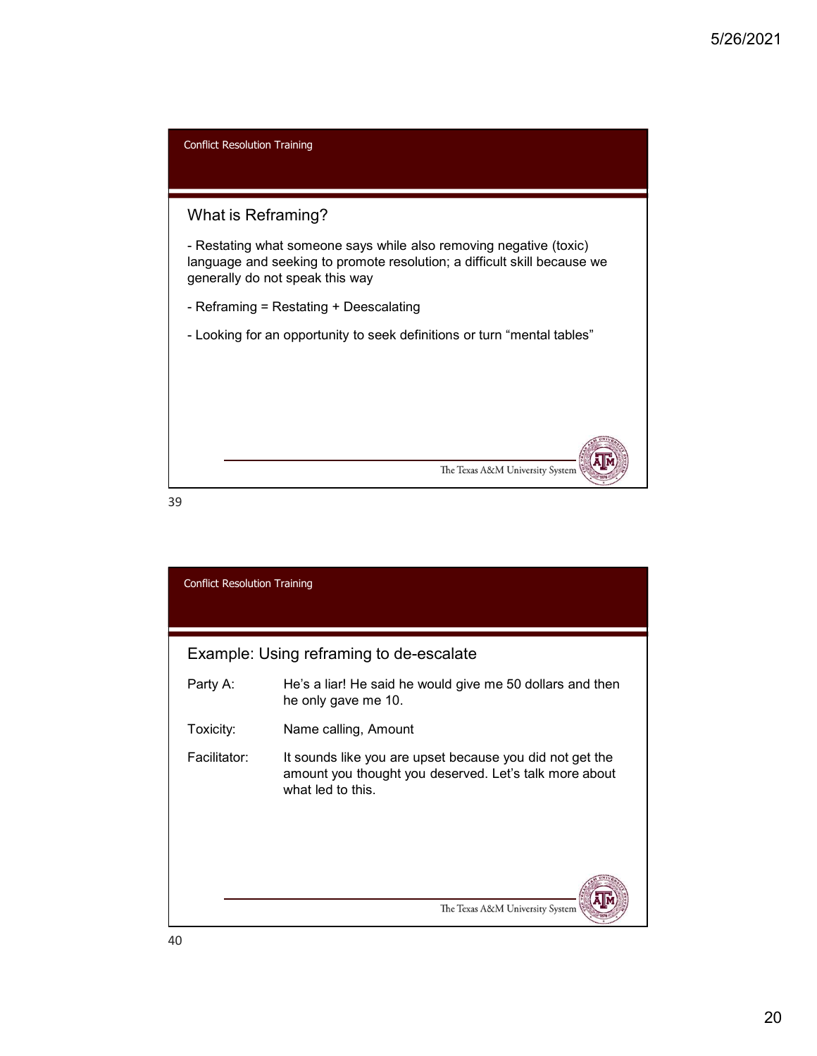## What is Reframing?

- Restating what someone says while also removing negative (toxic) language and seeking to promote resolution; a difficult skill because we generally do not speak this way
- Reframing = Restating + Deescalating
- Looking for an opportunity to seek definitions or turn "mental tables"

## Example: Using reframing to de-escalate

| | |
|---|---|
| Party A: | He's a liar! He said he would give me 50 dollars and then he only gave me 10. |
| Toxicity: | Name calling, Amount |
| Facilitator: | It sounds like you are upset because you did not get the amount you thought you deserved. Let's talk more about what led to this. |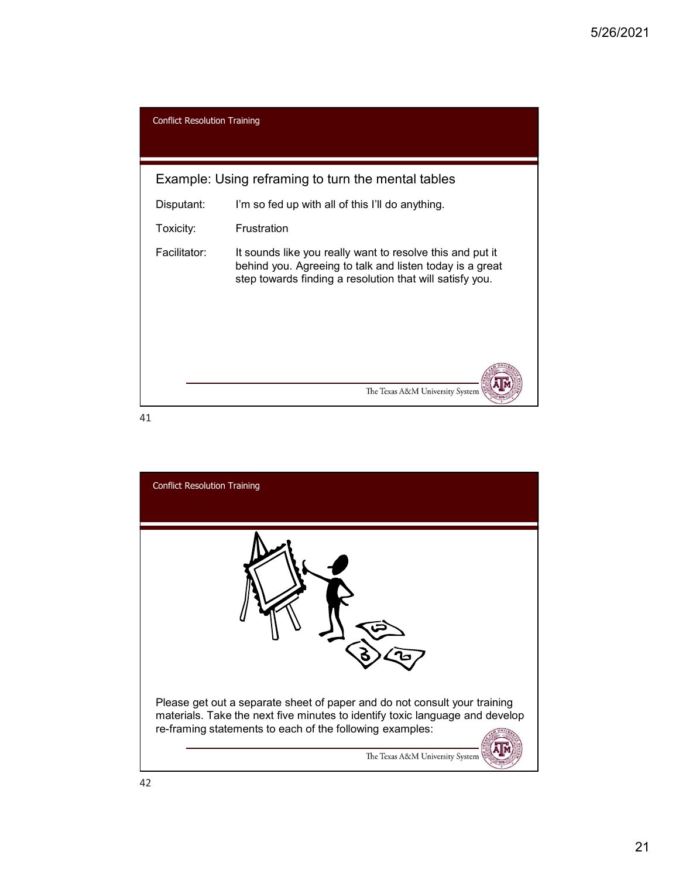Conflict Resolution Training

## Example: Using reframing to turn the mental tables

| | |
|---|---|
| Disputant: | I'm so fed up with all of this I'll do anything. |
| Toxicity: | Frustration |
| Facilitator: | It sounds like you really want to resolve this and put it behind you. Agreeing to talk and listen today is a great step towards finding a resolution that will satisfy you. |

The Texas A&M University System

Conflict Resolution Training

Please get out a separate sheet of paper and do not consult your training materials. Take the next five minutes to identify toxic language and develop re-framing statements to each of the following examples:

The Texas A&M University System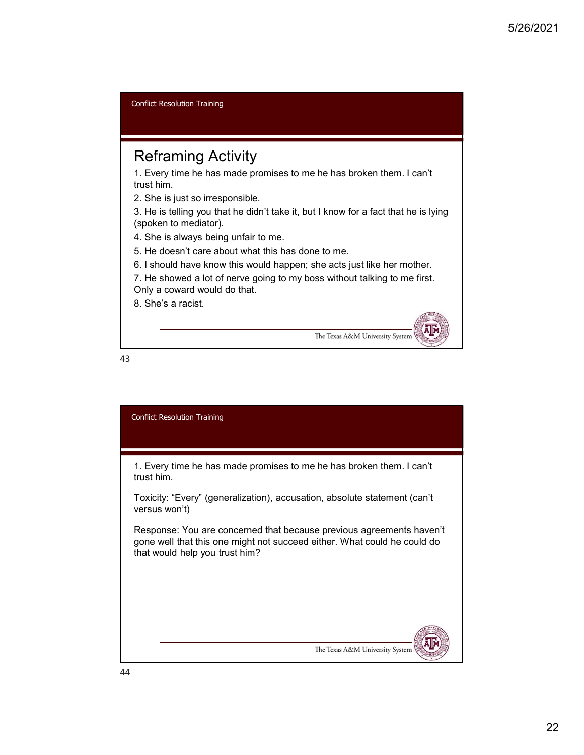Conflict Resolution Training

## Reframing Activity

1. Every time he has made promises to me he has broken them. I can't trust him.
2. She is just so irresponsible.
3. He is telling you that he didn't take it, but I know for a fact that he is lying (spoken to mediator).
4. She is always being unfair to me.
5. He doesn't care about what this has done to me.
6. I should have know this would happen; she acts just like her mother.
7. He showed a lot of nerve going to my boss without talking to me first. Only a coward would do that.
8. She's a racist.

The Texas A&M University System

Conflict Resolution Training

1. Every time he has made promises to me he has broken them. I can't trust him.

Toxicity: "Every" (generalization), accusation, absolute statement (can't versus won't)

Response: You are concerned that because previous agreements haven't gone well that this one might not succeed either. What could he could do that would help you trust him?

The Texas A&M University System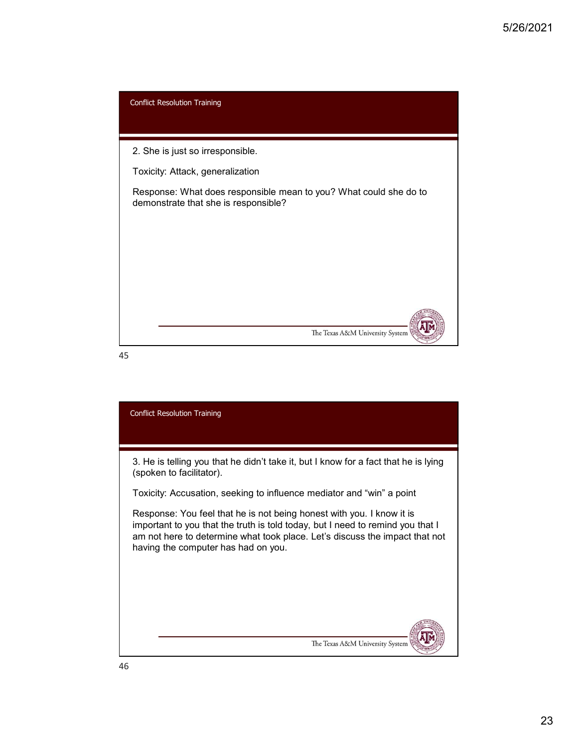## Conflict Resolution Training

2. She is just so irresponsible.

Toxicity: Attack, generalization

Response: What does responsible mean to you? What could she do to demonstrate that she is responsible?

## Conflict Resolution Training

3. He is telling you that he didn't take it, but I know for a fact that he is lying (spoken to facilitator).

Toxicity: Accusation, seeking to influence mediator and "win" a point

Response: You feel that he is not being honest with you. I know it is important to you that the truth is told today, but I need to remind you that I am not here to determine what took place. Let's discuss the impact that not having the computer has had on you.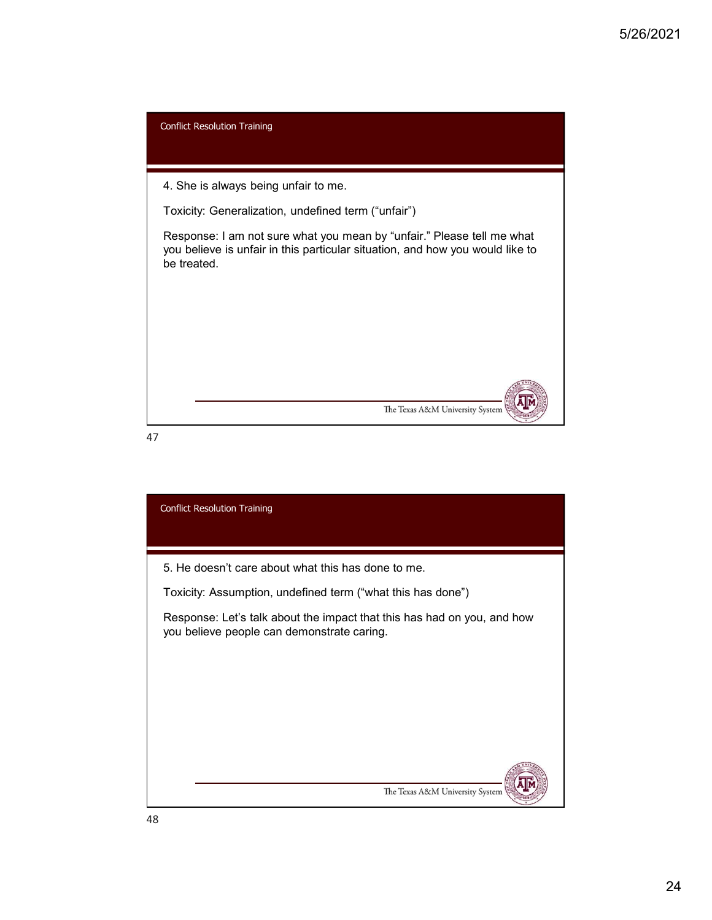Conflict Resolution Training

4. She is always being unfair to me.

Toxicity: Generalization, undefined term (“unfair”)

Response: I am not sure what you mean by “unfair.” Please tell me what you believe is unfair in this particular situation, and how you would like to be treated.

Conflict Resolution Training

5. He doesn’t care about what this has done to me.

Toxicity: Assumption, undefined term (“what this has done”)

Response: Let’s talk about the impact that this has had on you, and how you believe people can demonstrate caring.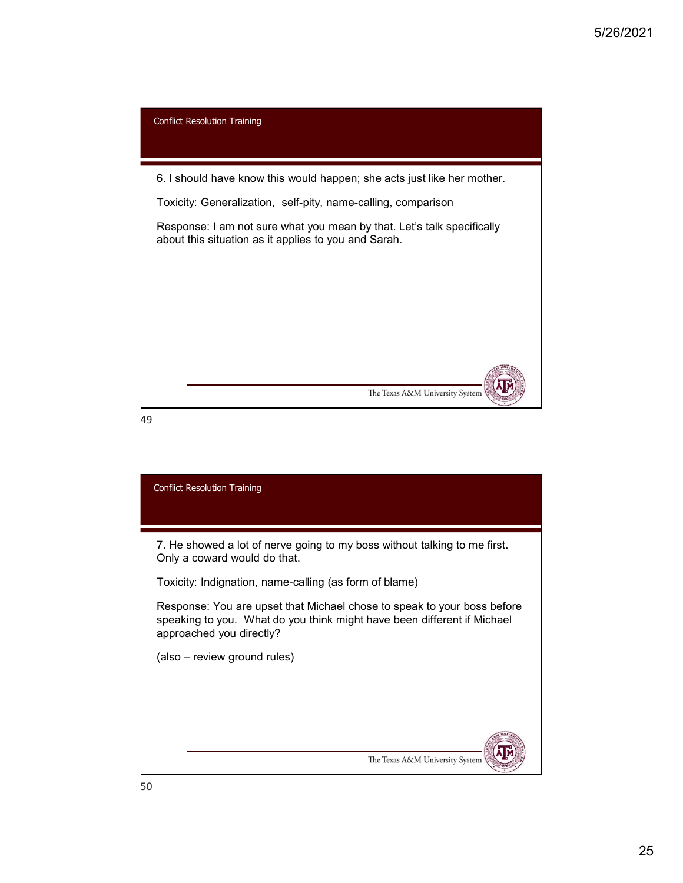## Conflict Resolution Training

6. I should have know this would happen; she acts just like her mother.

Toxicity: Generalization, self-pity, name-calling, comparison

Response: I am not sure what you mean by that. Let's talk specifically about this situation as it applies to you and Sarah.

## Conflict Resolution Training

7. He showed a lot of nerve going to my boss without talking to me first. Only a coward would do that.

Toxicity: Indignation, name-calling (as form of blame)

Response: You are upset that Michael chose to speak to your boss before speaking to you. What do you think might have been different if Michael approached you directly?

(also – review ground rules)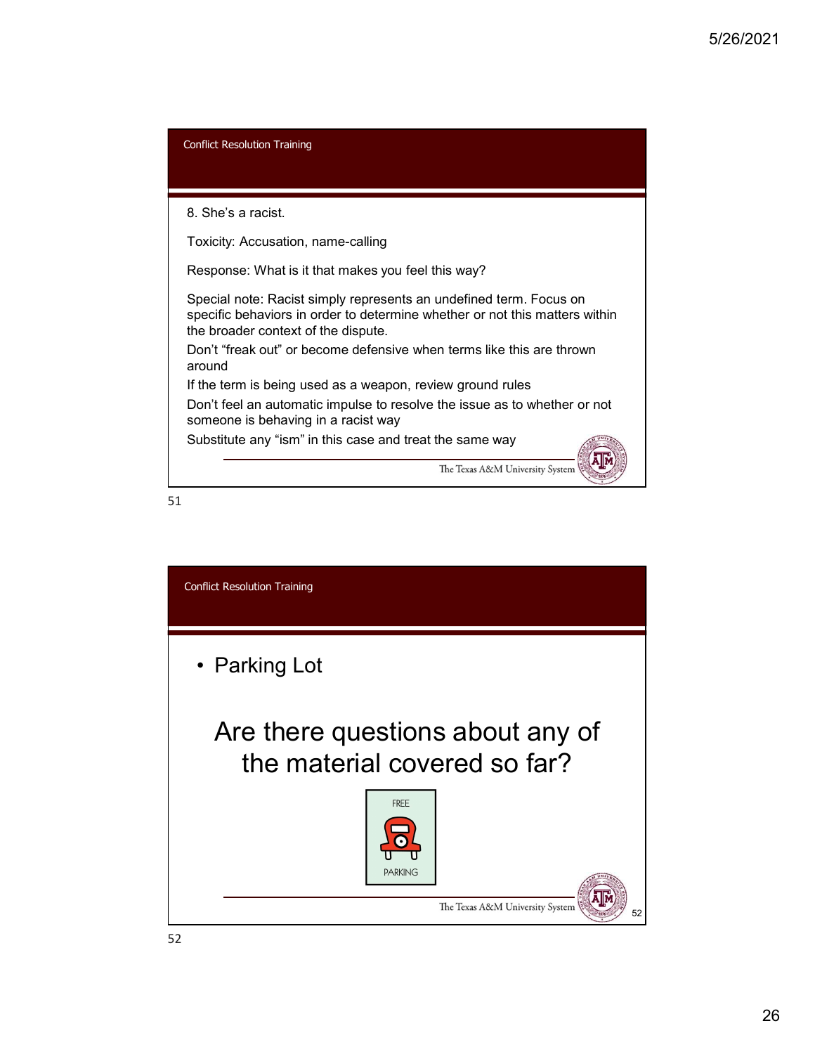## Conflict Resolution Training

8. She's a racist.

Toxicity: Accusation, name-calling

Response: What is it that makes you feel this way?

Special note: Racist simply represents an undefined term. Focus on specific behaviors in order to determine whether or not this matters within the broader context of the dispute.

Don't "freak out" or become defensive when terms like this are thrown around

If the term is being used as a weapon, review ground rules

Don't feel an automatic impulse to resolve the issue as to whether or not someone is behaving in a racist way

Substitute any "ism" in this case and treat the same way

## Conflict Resolution Training

- Parking Lot

Are there questions about any of the material covered so far?

FREE PARKING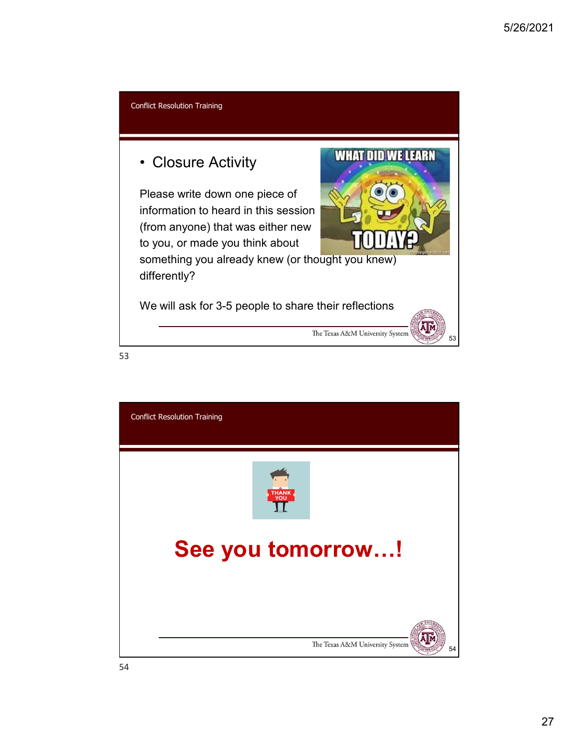Conflict Resolution Training

- Closure Activity

Please write down one piece of information to heard in this session (from anyone) that was either new to you, or made you think about something you already knew (or thought you knew) differently?

We will ask for 3-5 people to share their reflections

Conflict Resolution Training

**See you tomorrow…!**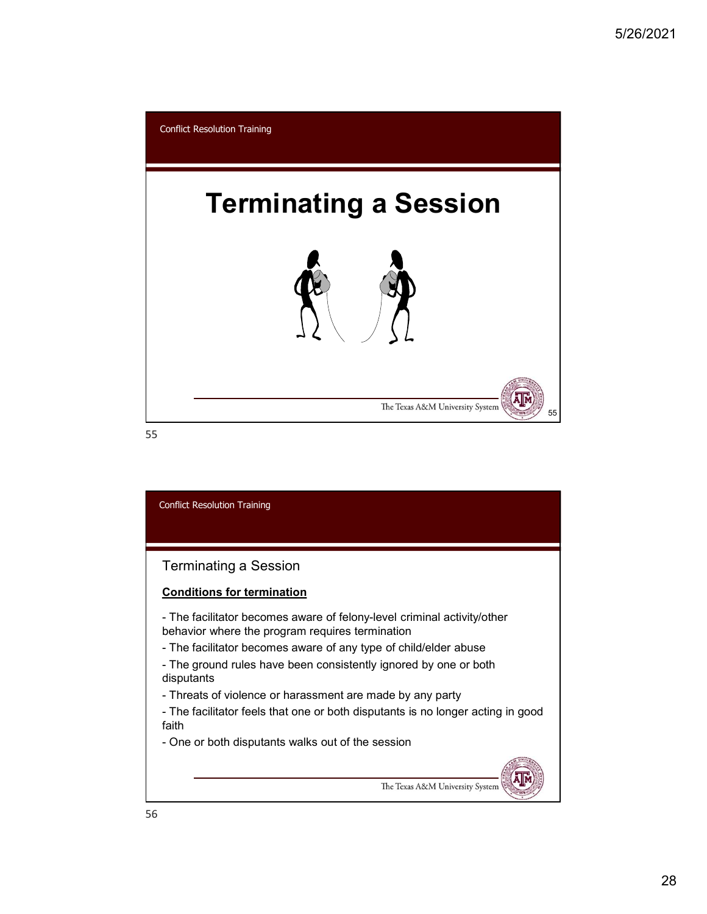Conflict Resolution Training

# Terminating a Session

Conflict Resolution Training

## Terminating a Session

**Conditions for termination**

- The facilitator becomes aware of felony-level criminal activity/other behavior where the program requires termination
- The facilitator becomes aware of any type of child/elder abuse
- The ground rules have been consistently ignored by one or both disputants
- Threats of violence or harassment are made by any party
- The facilitator feels that one or both disputants is no longer acting in good faith
- One or both disputants walks out of the session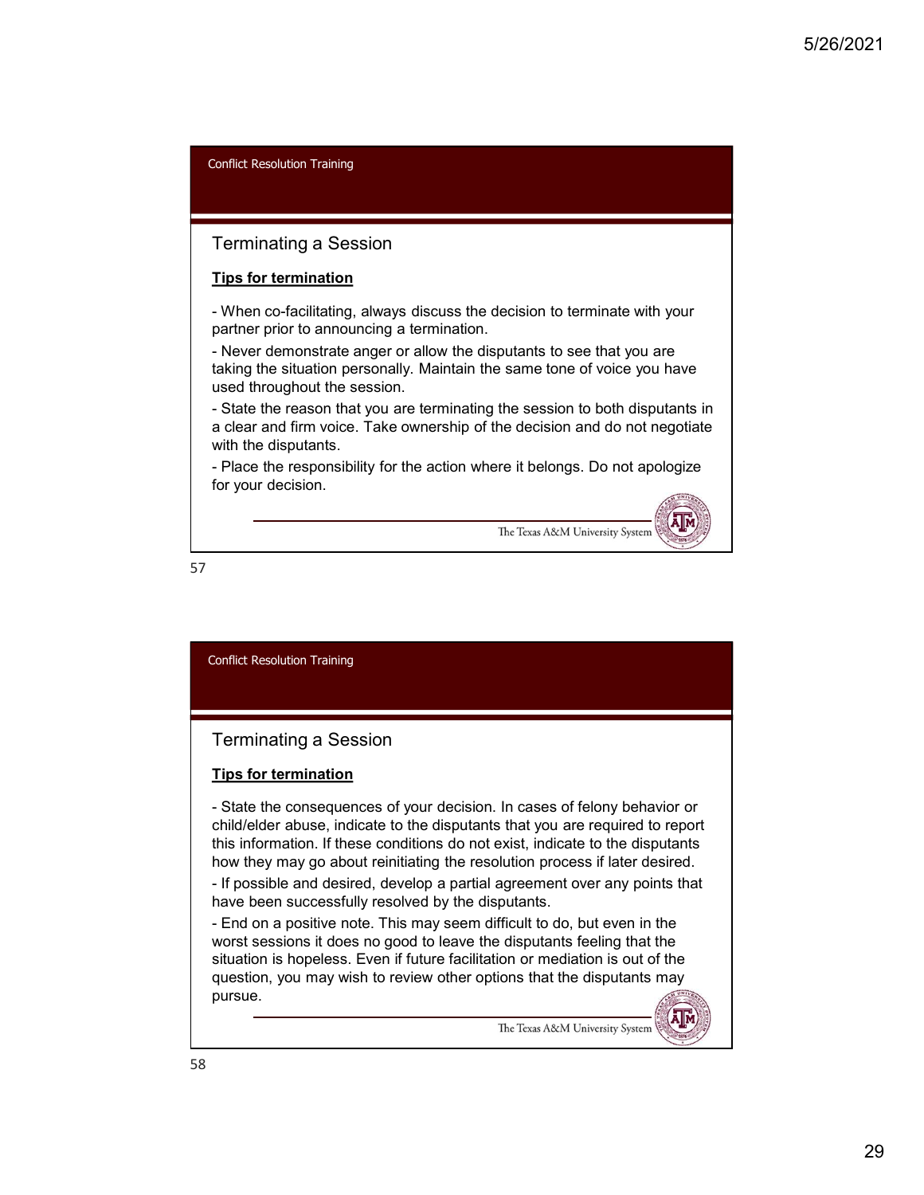Conflict Resolution Training

## Terminating a Session

**Tips for termination**

- When co-facilitating, always discuss the decision to terminate with your partner prior to announcing a termination.
- Never demonstrate anger or allow the disputants to see that you are taking the situation personally. Maintain the same tone of voice you have used throughout the session.
- State the reason that you are terminating the session to both disputants in a clear and firm voice. Take ownership of the decision and do not negotiate with the disputants.
- Place the responsibility for the action where it belongs. Do not apologize for your decision.

The Texas A&M University System

57

Conflict Resolution Training

## Terminating a Session

**Tips for termination**

- State the consequences of your decision. In cases of felony behavior or child/elder abuse, indicate to the disputants that you are required to report this information. If these conditions do not exist, indicate to the disputants how they may go about reinitiating the resolution process if later desired.
- If possible and desired, develop a partial agreement over any points that have been successfully resolved by the disputants.
- End on a positive note. This may seem difficult to do, but even in the worst sessions it does no good to leave the disputants feeling that the situation is hopeless. Even if future facilitation or mediation is out of the question, you may wish to review other options that the disputants may pursue.

The Texas A&M University System

58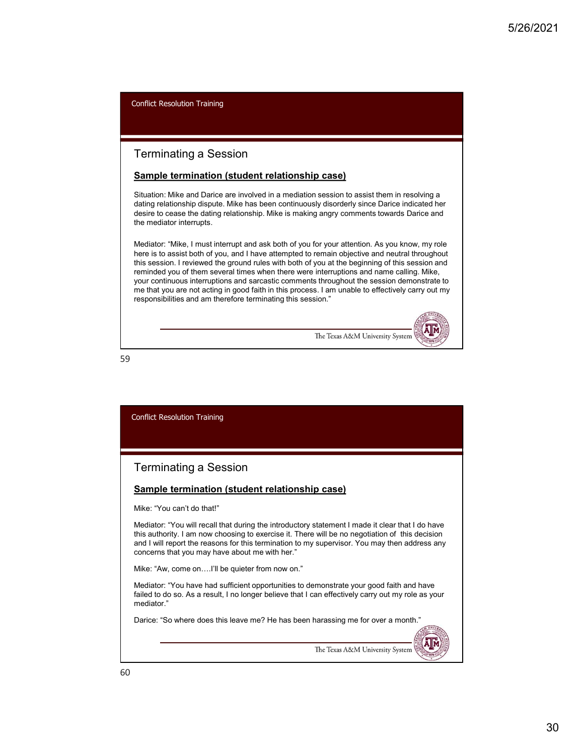Conflict Resolution Training

## Terminating a Session

**Sample termination (student relationship case)**

Situation: Mike and Darice are involved in a mediation session to assist them in resolving a dating relationship dispute. Mike has been continuously disorderly since Darice indicated her desire to cease the dating relationship. Mike is making angry comments towards Darice and the mediator interrupts.

Mediator: "Mike, I must interrupt and ask both of you for your attention. As you know, my role here is to assist both of you, and I have attempted to remain objective and neutral throughout this session. I reviewed the ground rules with both of you at the beginning of this session and reminded you of them several times when there were interruptions and name calling. Mike, your continuous interruptions and sarcastic comments throughout the session demonstrate to me that you are not acting in good faith in this process. I am unable to effectively carry out my responsibilities and am therefore terminating this session."

The Texas A&M University System

Conflict Resolution Training

## Terminating a Session

**Sample termination (student relationship case)**

Mike: "You can't do that!"

Mediator: "You will recall that during the introductory statement I made it clear that I do have this authority. I am now choosing to exercise it. There will be no negotiation of this decision and I will report the reasons for this termination to my supervisor. You may then address any concerns that you may have about me with her."

Mike: "Aw, come on….I'll be quieter from now on."

Mediator: "You have had sufficient opportunities to demonstrate your good faith and have failed to do so. As a result, I no longer believe that I can effectively carry out my role as your mediator."

Darice: "So where does this leave me? He has been harassing me for over a month."

The Texas A&M University System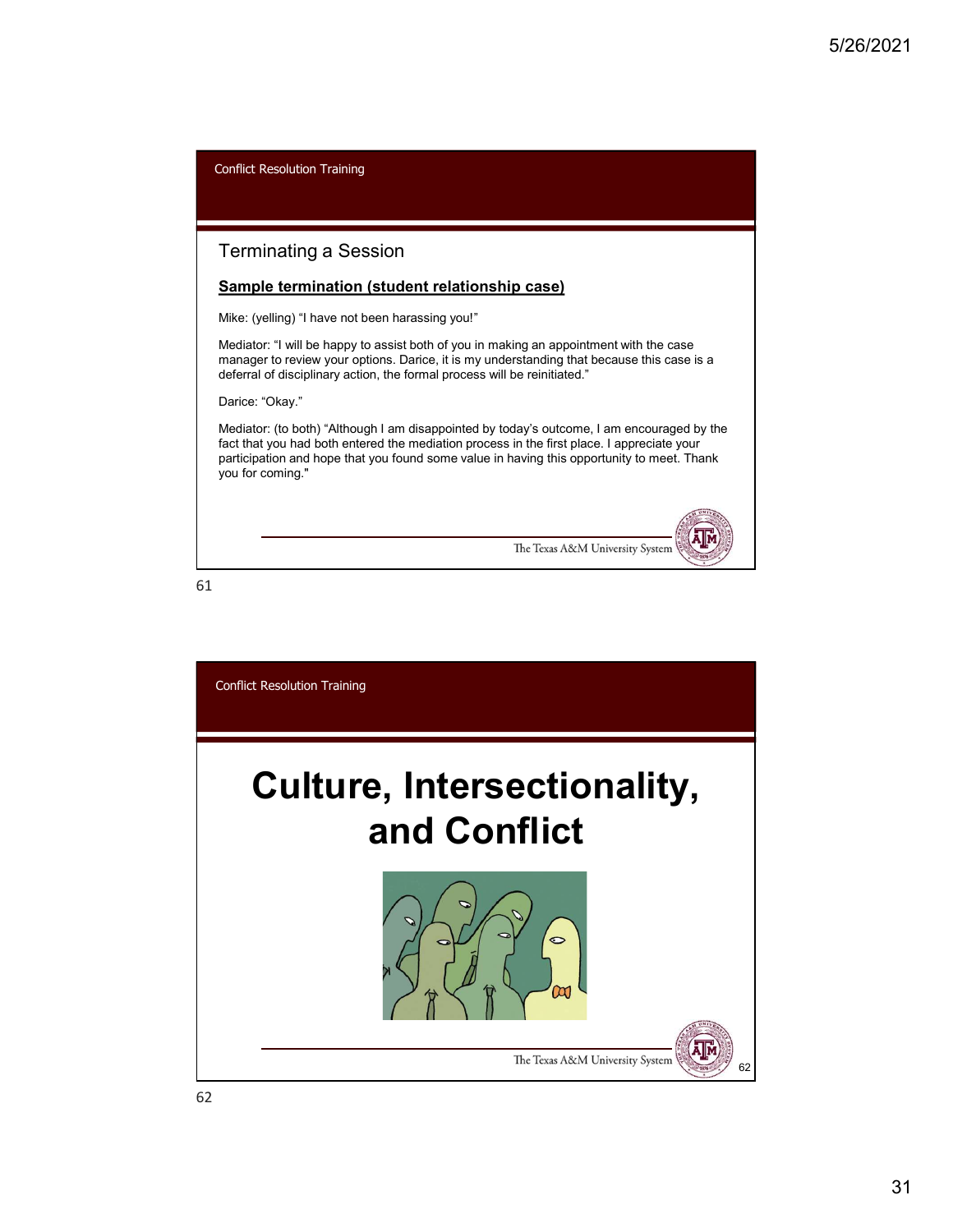Conflict Resolution Training

## Terminating a Session

**Sample termination (student relationship case)**

Mike: (yelling) "I have not been harassing you!"

Mediator: "I will be happy to assist both of you in making an appointment with the case manager to review your options. Darice, it is my understanding that because this case is a deferral of disciplinary action, the formal process will be reinitiated."

Darice: "Okay."

Mediator: (to both) "Although I am disappointed by today's outcome, I am encouraged by the fact that you had both entered the mediation process in the first place. I appreciate your participation and hope that you found some value in having this opportunity to meet. Thank you for coming."

The Texas A&M University System

Conflict Resolution Training

# Culture, Intersectionality, and Conflict

The Texas A&M University System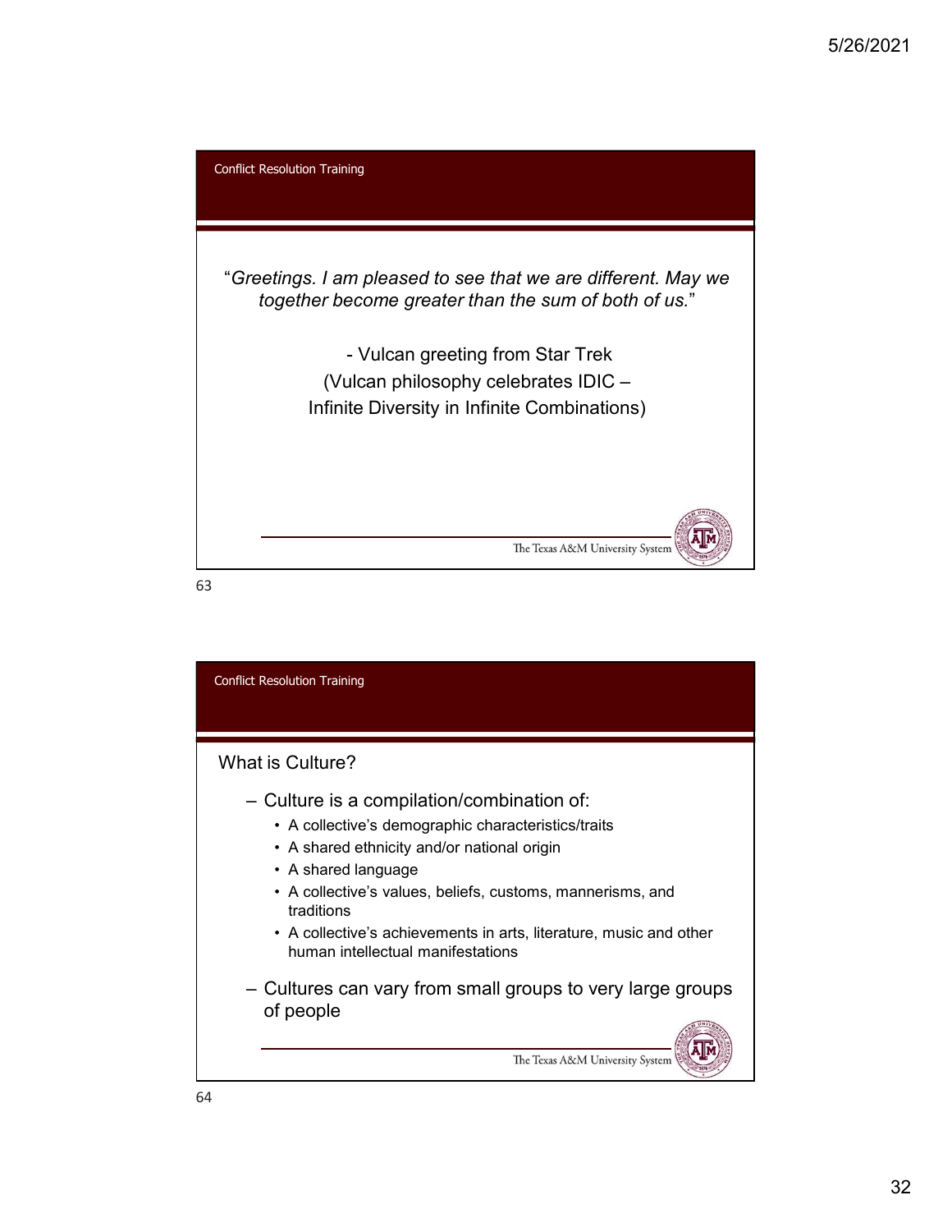Conflict Resolution Training

"*Greetings. I am pleased to see that we are different. May we together become greater than the sum of both of us.*"

- Vulcan greeting from Star Trek
(Vulcan philosophy celebrates IDIC –
Infinite Diversity in Infinite Combinations)

The Texas A&M University System

Conflict Resolution Training

## What is Culture?

- Culture is a compilation/combination of:
  - A collective's demographic characteristics/traits
  - A shared ethnicity and/or national origin
  - A shared language
  - A collective's values, beliefs, customs, mannerisms, and traditions
  - A collective's achievements in arts, literature, music and other human intellectual manifestations
- Cultures can vary from small groups to very large groups of people

The Texas A&M University System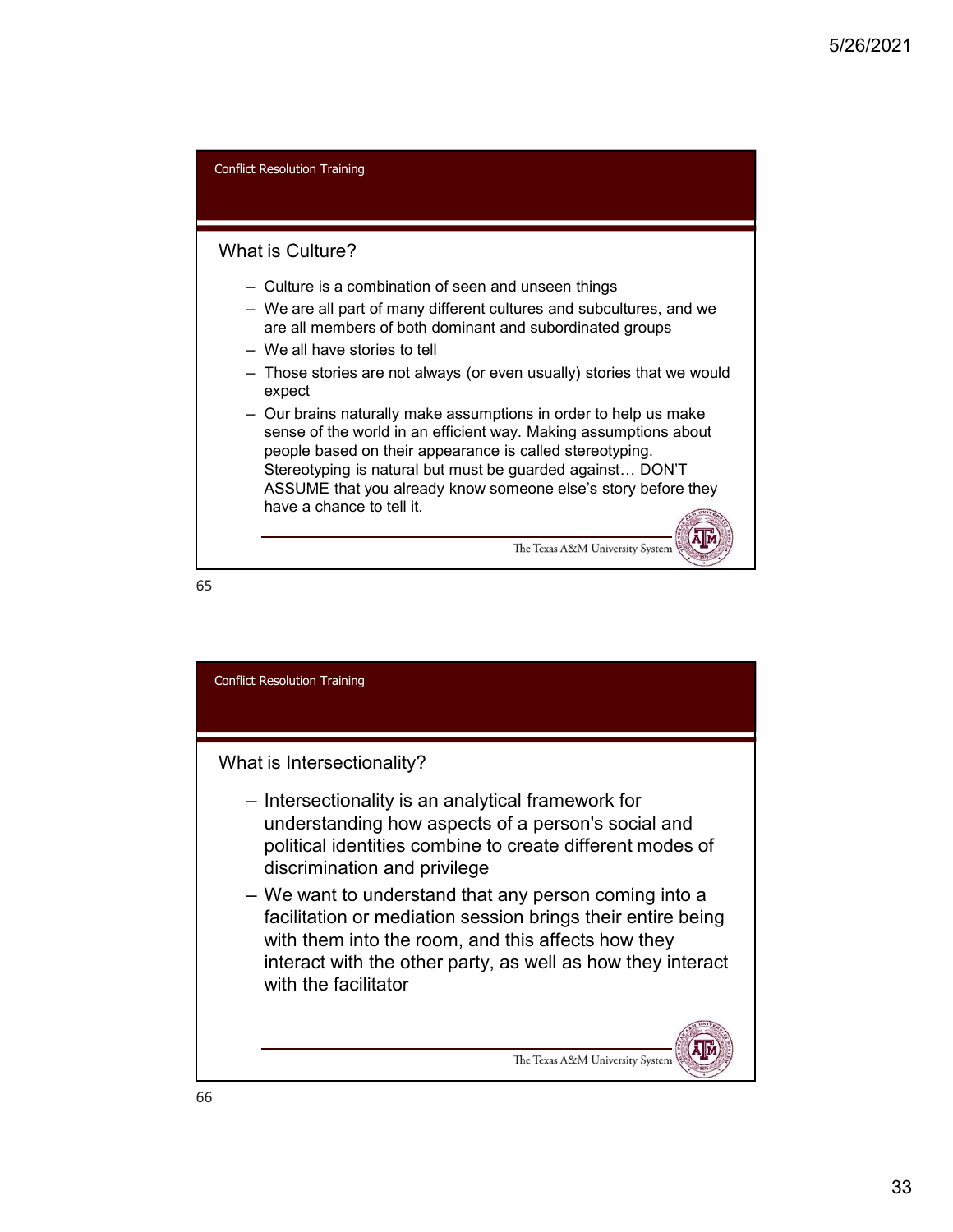Conflict Resolution Training

## What is Culture?

- Culture is a combination of seen and unseen things
- We are all part of many different cultures and subcultures, and we are all members of both dominant and subordinated groups
- We all have stories to tell
- Those stories are not always (or even usually) stories that we would expect
- Our brains naturally make assumptions in order to help us make sense of the world in an efficient way. Making assumptions about people based on their appearance is called stereotyping. Stereotyping is natural but must be guarded against… DON'T ASSUME that you already know someone else's story before they have a chance to tell it.

The Texas A&M University System

Conflict Resolution Training

## What is Intersectionality?

- Intersectionality is an analytical framework for understanding how aspects of a person's social and political identities combine to create different modes of discrimination and privilege
- We want to understand that any person coming into a facilitation or mediation session brings their entire being with them into the room, and this affects how they interact with the other party, as well as how they interact with the facilitator

The Texas A&M University System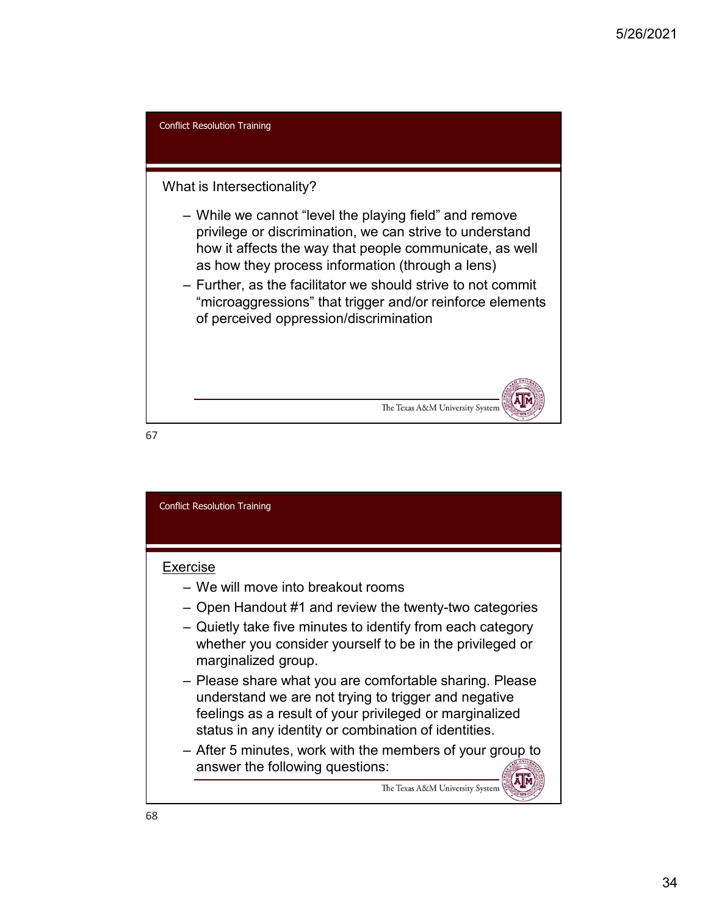## Conflict Resolution Training

### What is Intersectionality?

- While we cannot "level the playing field" and remove privilege or discrimination, we can strive to understand how it affects the way that people communicate, as well as how they process information (through a lens)
- Further, as the facilitator we should strive to not commit "microaggressions" that trigger and/or reinforce elements of perceived oppression/discrimination

## Conflict Resolution Training

### Exercise

- We will move into breakout rooms
- Open Handout #1 and review the twenty-two categories
- Quietly take five minutes to identify from each category whether you consider yourself to be in the privileged or marginalized group.
- Please share what you are comfortable sharing. Please understand we are not trying to trigger and negative feelings as a result of your privileged or marginalized status in any identity or combination of identities.
- After 5 minutes, work with the members of your group to answer the following questions: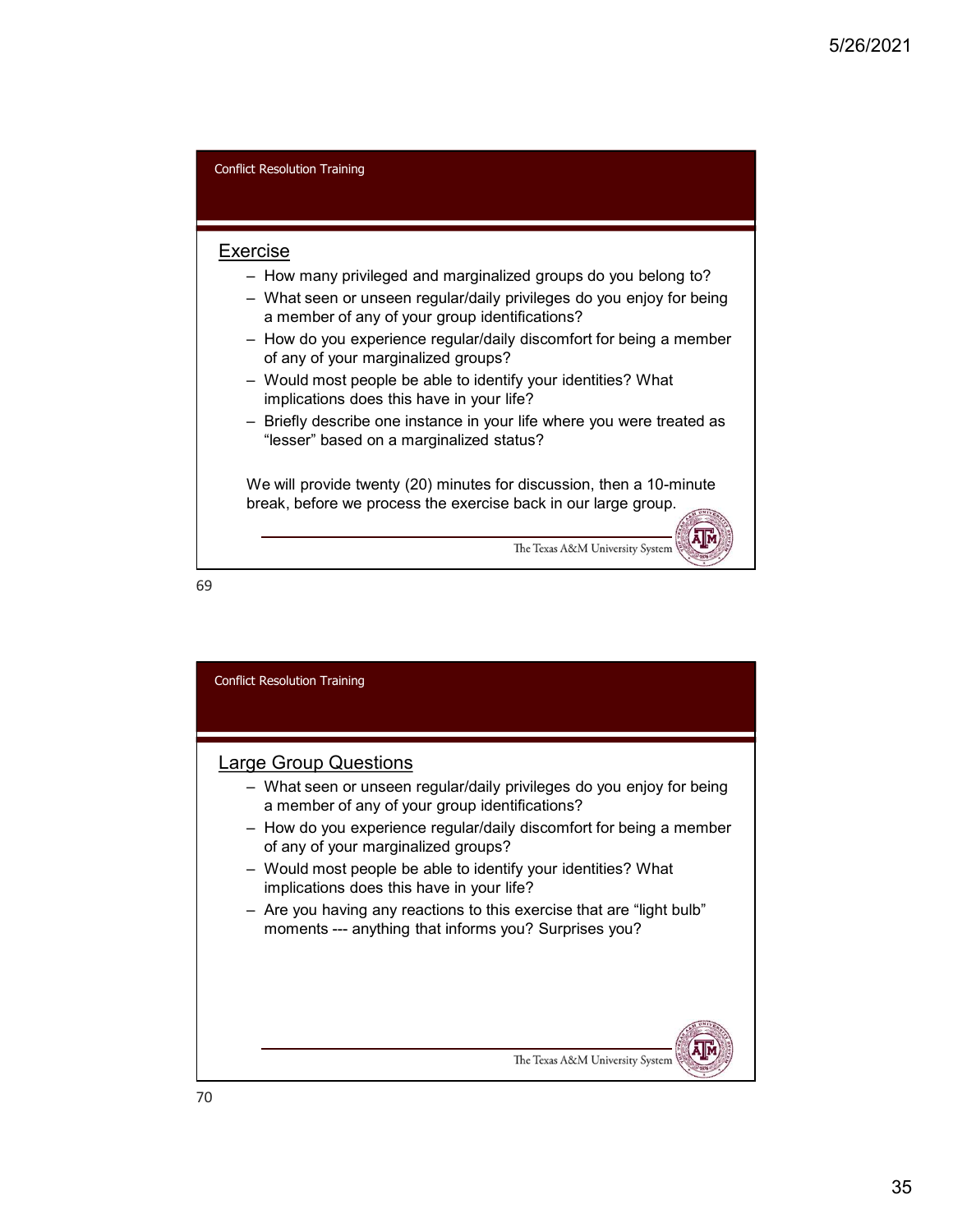Conflict Resolution Training

## Exercise

- How many privileged and marginalized groups do you belong to?
- What seen or unseen regular/daily privileges do you enjoy for being a member of any of your group identifications?
- How do you experience regular/daily discomfort for being a member of any of your marginalized groups?
- Would most people be able to identify your identities? What implications does this have in your life?
- Briefly describe one instance in your life where you were treated as "lesser" based on a marginalized status?

We will provide twenty (20) minutes for discussion, then a 10-minute break, before we process the exercise back in our large group.

The Texas A&M University System

69

Conflict Resolution Training

## Large Group Questions

- What seen or unseen regular/daily privileges do you enjoy for being a member of any of your group identifications?
- How do you experience regular/daily discomfort for being a member of any of your marginalized groups?
- Would most people be able to identify your identities? What implications does this have in your life?
- Are you having any reactions to this exercise that are "light bulb" moments --- anything that informs you? Surprises you?

The Texas A&M University System

70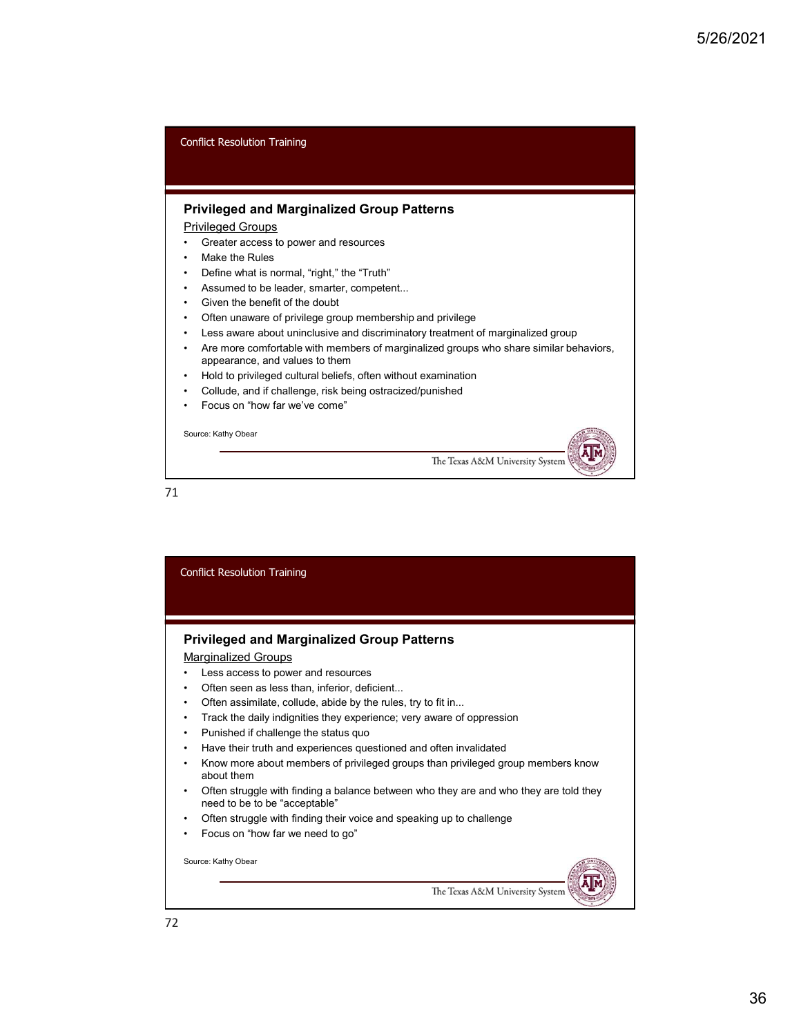Conflict Resolution Training

## Privileged and Marginalized Group Patterns

Privileged Groups

- Greater access to power and resources
- Make the Rules
- Define what is normal, "right," the "Truth"
- Assumed to be leader, smarter, competent...
- Given the benefit of the doubt
- Often unaware of privilege group membership and privilege
- Less aware about uninclusive and discriminatory treatment of marginalized group
- Are more comfortable with members of marginalized groups who share similar behaviors, appearance, and values to them
- Hold to privileged cultural beliefs, often without examination
- Collude, and if challenge, risk being ostracized/punished
- Focus on "how far we've come"

Source: Kathy Obear

The Texas A&M University System

71

Conflict Resolution Training

## Privileged and Marginalized Group Patterns

Marginalized Groups

- Less access to power and resources
- Often seen as less than, inferior, deficient...
- Often assimilate, collude, abide by the rules, try to fit in...
- Track the daily indignities they experience; very aware of oppression
- Punished if challenge the status quo
- Have their truth and experiences questioned and often invalidated
- Know more about members of privileged groups than privileged group members know about them
- Often struggle with finding a balance between who they are and who they are told they need to be to be "acceptable"
- Often struggle with finding their voice and speaking up to challenge
- Focus on "how far we need to go"

Source: Kathy Obear

The Texas A&M University System

72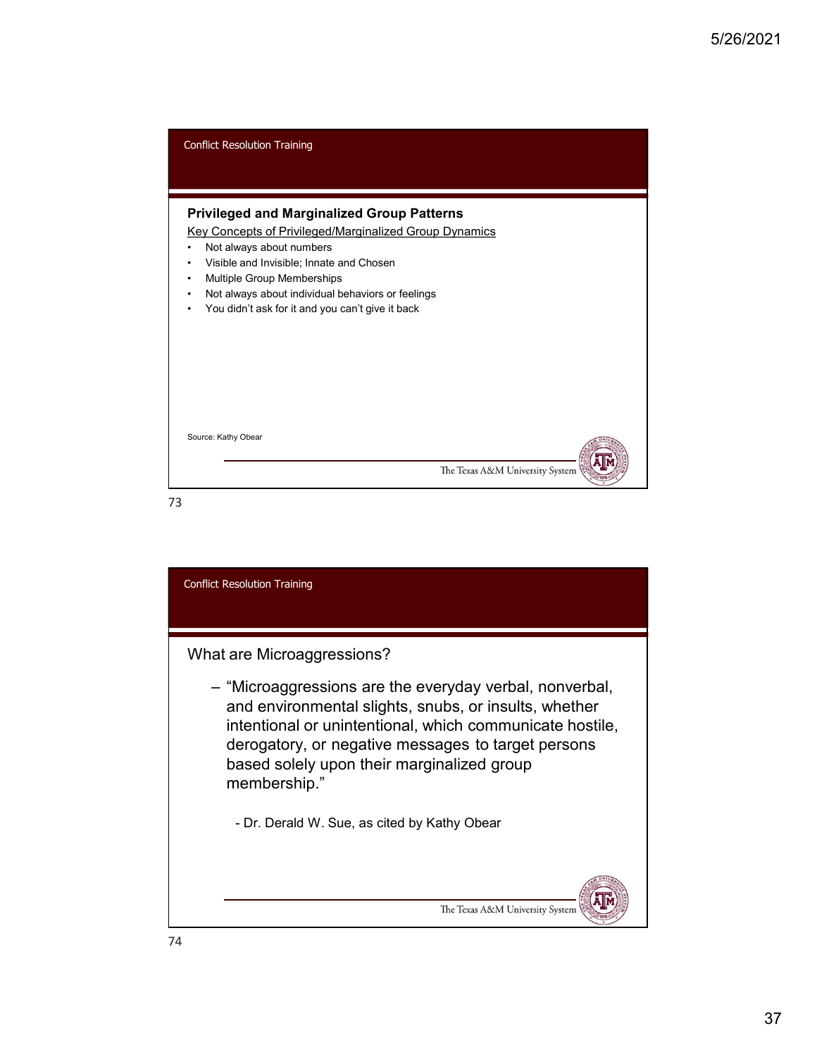Conflict Resolution Training

## Privileged and Marginalized Group Patterns

Key Concepts of Privileged/Marginalized Group Dynamics

- Not always about numbers
- Visible and Invisible; Innate and Chosen
- Multiple Group Memberships
- Not always about individual behaviors or feelings
- You didn't ask for it and you can't give it back

Source: Kathy Obear

The Texas A&M University System

73

Conflict Resolution Training

## What are Microaggressions?

– "Microaggressions are the everyday verbal, nonverbal, and environmental slights, snubs, or insults, whether intentional or unintentional, which communicate hostile, derogatory, or negative messages to target persons based solely upon their marginalized group membership."

- Dr. Derald W. Sue, as cited by Kathy Obear

The Texas A&M University System

74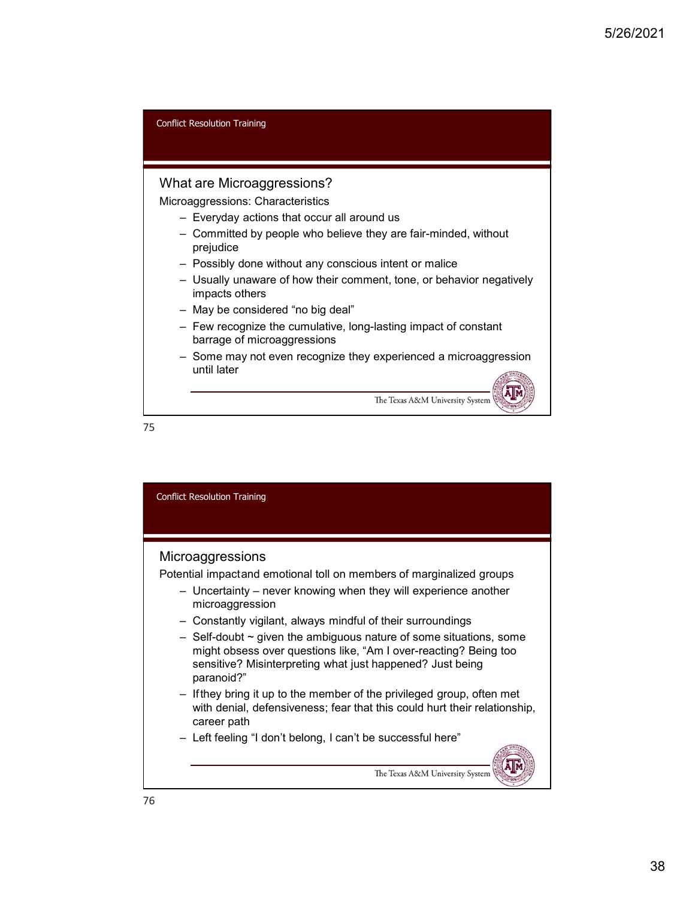Conflict Resolution Training

## What are Microaggressions?

Microaggressions: Characteristics

- Everyday actions that occur all around us
- Committed by people who believe they are fair-minded, without prejudice
- Possibly done without any conscious intent or malice
- Usually unaware of how their comment, tone, or behavior negatively impacts others
- May be considered "no big deal"
- Few recognize the cumulative, long-lasting impact of constant barrage of microaggressions
- Some may not even recognize they experienced a microaggression until later

The Texas A&M University System

Conflict Resolution Training

## Microaggressions

Potential impact and emotional toll on members of marginalized groups

- Uncertainty – never knowing when they will experience another microaggression
- Constantly vigilant, always mindful of their surroundings
- Self-doubt ~ given the ambiguous nature of some situations, some might obsess over questions like, "Am I over-reacting? Being too sensitive? Misinterpreting what just happened? Just being paranoid?"
- If they bring it up to the member of the privileged group, often met with denial, defensiveness; fear that this could hurt their relationship, career path
- Left feeling "I don't belong, I can't be successful here"

The Texas A&M University System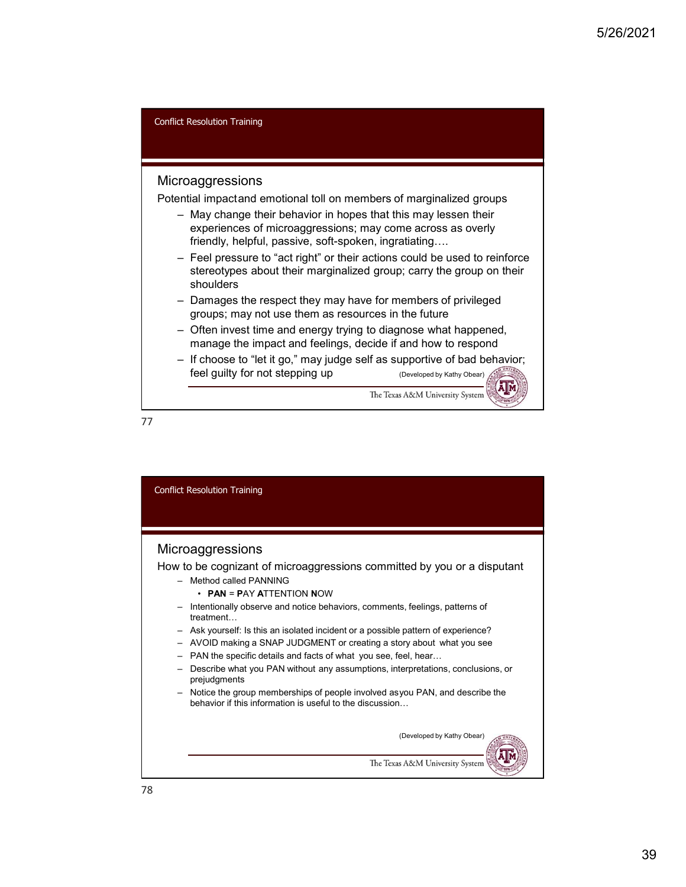Conflict Resolution Training

## Microaggressions

Potential impact and emotional toll on members of marginalized groups

- May change their behavior in hopes that this may lessen their experiences of microaggressions; may come across as overly friendly, helpful, passive, soft-spoken, ingratiating….
- Feel pressure to "act right" or their actions could be used to reinforce stereotypes about their marginalized group; carry the group on their shoulders
- Damages the respect they may have for members of privileged groups; may not use them as resources in the future
- Often invest time and energy trying to diagnose what happened, manage the impact and feelings, decide if and how to respond
- If choose to "let it go," may judge self as supportive of bad behavior; feel guilty for not stepping up

(Developed by Kathy Obear)

The Texas A&M University System

Conflict Resolution Training

## Microaggressions

How to be cognizant of microaggressions committed by you or a disputant

- Method called PANNING
  - **PAN** = **P**AY **A**TTENTION **N**OW
- Intentionally observe and notice behaviors, comments, feelings, patterns of treatment…
- Ask yourself: Is this an isolated incident or a possible pattern of experience?
- AVOID making a SNAP JUDGMENT or creating a story about what you see
- PAN the specific details and facts of what you see, feel, hear…
- Describe what you PAN without any assumptions, interpretations, conclusions, or prejudgments
- Notice the group memberships of people involved as you PAN, and describe the behavior if this information is useful to the discussion…

(Developed by Kathy Obear)

The Texas A&M University System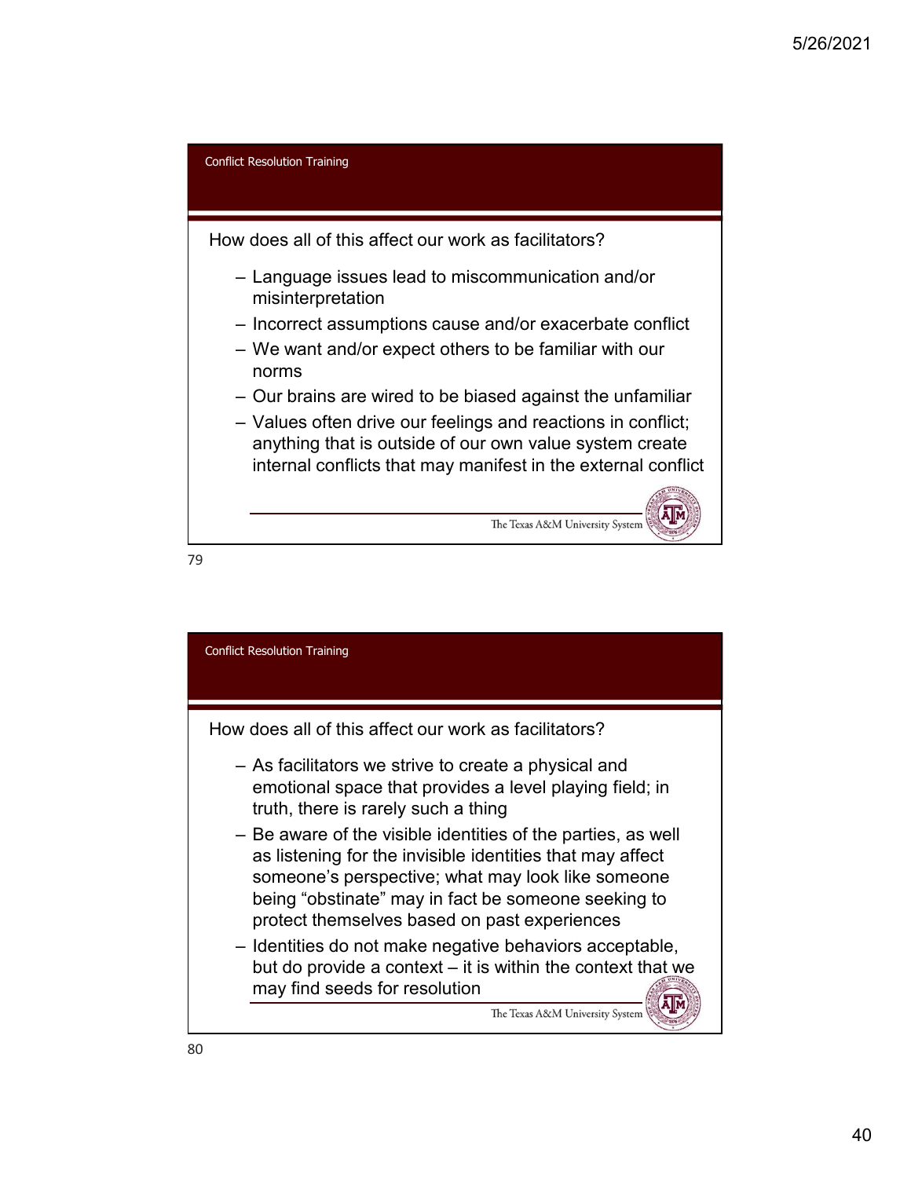## Conflict Resolution Training

How does all of this affect our work as facilitators?

- Language issues lead to miscommunication and/or misinterpretation
- Incorrect assumptions cause and/or exacerbate conflict
- We want and/or expect others to be familiar with our norms
- Our brains are wired to be biased against the unfamiliar
- Values often drive our feelings and reactions in conflict; anything that is outside of our own value system create internal conflicts that may manifest in the external conflict

The Texas A&M University System

## Conflict Resolution Training

How does all of this affect our work as facilitators?

- As facilitators we strive to create a physical and emotional space that provides a level playing field; in truth, there is rarely such a thing
- Be aware of the visible identities of the parties, as well as listening for the invisible identities that may affect someone's perspective; what may look like someone being "obstinate" may in fact be someone seeking to protect themselves based on past experiences
- Identities do not make negative behaviors acceptable, but do provide a context – it is within the context that we may find seeds for resolution

The Texas A&M University System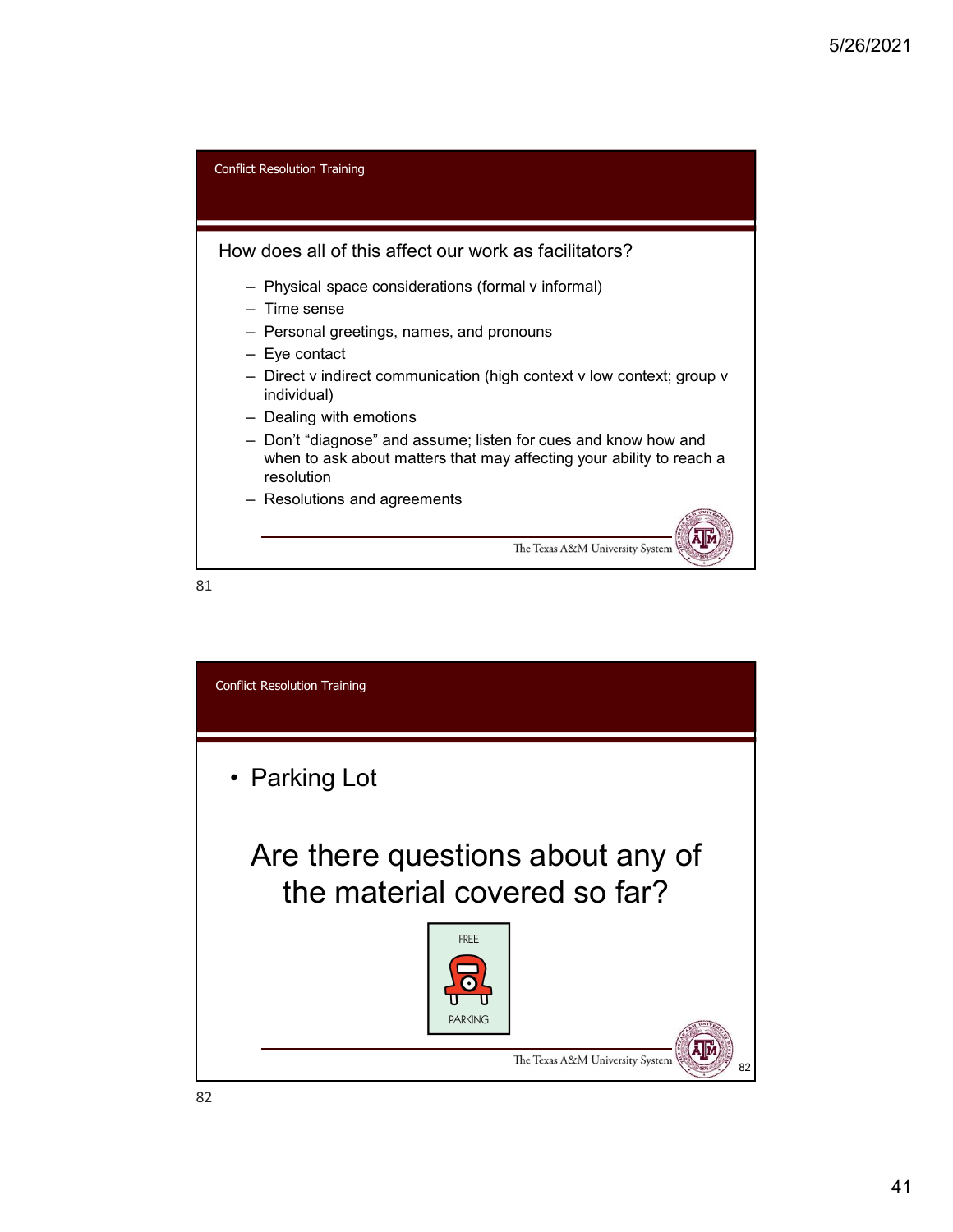## Conflict Resolution Training

### How does all of this affect our work as facilitators?

- Physical space considerations (formal v informal)
- Time sense
- Personal greetings, names, and pronouns
- Eye contact
- Direct v indirect communication (high context v low context; group v individual)
- Dealing with emotions
- Don't "diagnose" and assume; listen for cues and know how and when to ask about matters that may affecting your ability to reach a resolution
- Resolutions and agreements

The Texas A&M University System

## Conflict Resolution Training

- Parking Lot

Are there questions about any of the material covered so far?

FREE PARKING

The Texas A&M University System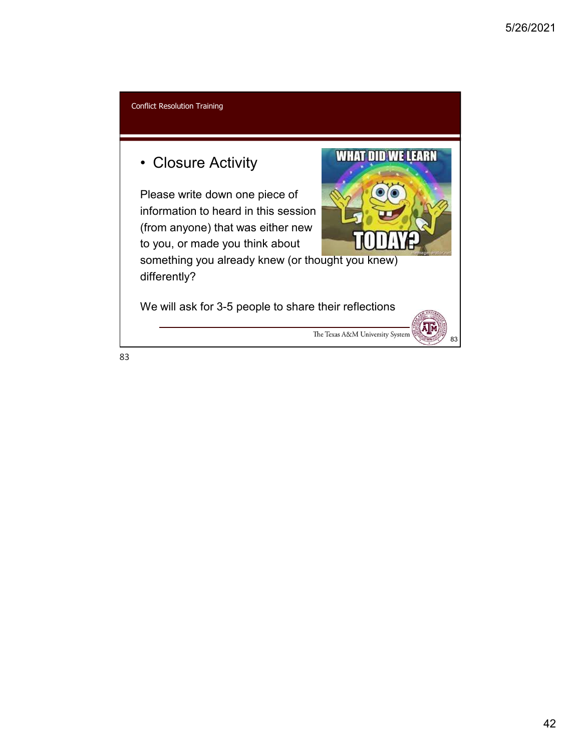Conflict Resolution Training

- Closure Activity

Please write down one piece of information to heard in this session (from anyone) that was either new to you, or made you think about something you already knew (or thought you knew) differently?

We will ask for 3-5 people to share their reflections

The Texas A&M University System